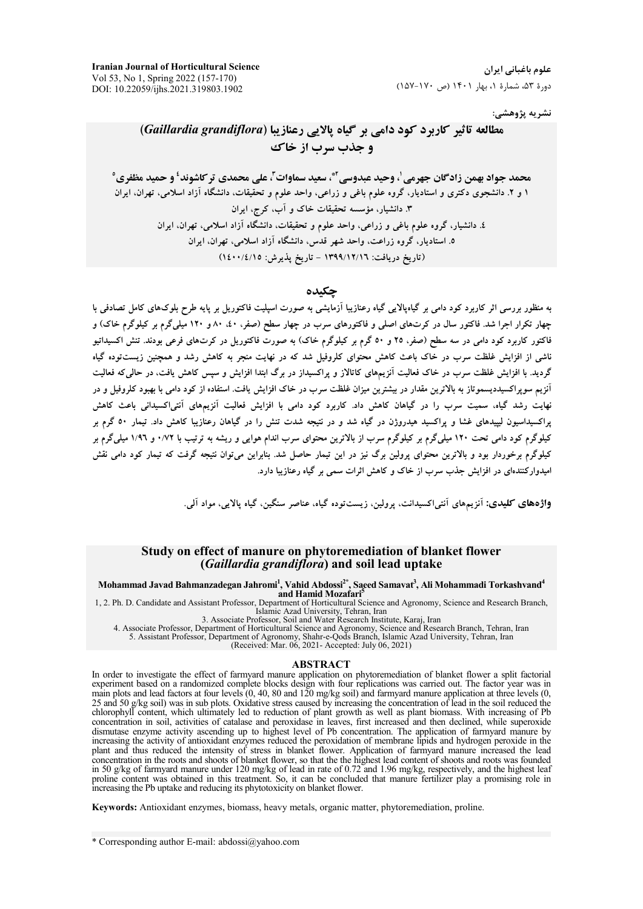نشریه پژوهشی:

# مطالعه تاثیر کاربرد کود دامی بر گیاه پالایی رعنازیبا (*Gaillardia grandiflora*) و جذب سرب از خاک

**محمد جواد بهمن زادگان جهرمی[1]، وحید عبدوسی[2*]، سعید سماوات[3]، علی محمدی ترکاشوند[4] و حمید مظفری[5]**

۱ و ۲. دانشجوی دکتری و استادیار، گروه علوم باغی و زراعی، واحد علوم و تحقیقات، دانشگاه آزاد اسلامی، تهران، ایران

۳. دانشیار، مؤسسه تحقیقات خاک و آب، کرج، ایران

٤. دانشیار، گروه علوم باغی و زراعی، واحد علوم و تحقیقات، دانشگاه آزاد اسلامی، تهران، ایران

٥. استادیار، گروه زراعت، واحد شهر قدس، دانشگاه آزاد اسلامی، تهران، ایران

(تاریخ دریافت: ۱۳۹۹/۱۲/۱٦ - تاریخ پذیرش: ۱٤۰۰/٤/۱٥)

## چکیده

به منظور بررسی اثر کاربرد کود دامی بر گیاه‌پالایی گیاه رعنازیبا آزمایشی به صورت اسپلیت فاکتوریل بر پایه طرح بلوک‌های کامل تصادفی با چهار تکرار اجرا شد. فاکتور سال در کرت‌های اصلی و فاکتورهای سرب در چهار سطح (صفر، ٤۰، ۸۰ و ۱۲۰ میلی‌گرم بر کیلوگرم خاک) و فاکتور کاربرد کود دامی در سه سطح (صفر، ۲٥ و ٥۰ گرم بر کیلوگرم خاک) به صورت فاکتوریل در کرت‌های فرعی بودند. تنش اکسیداتیو ناشی از افزایش غلظت سرب در خاک باعث کاهش محتوای کلروفیل شد که در نهایت منجر به کاهش رشد و همچنین زیست‌توده گیاه گردید. با افزایش غلظت سرب در خاک فعالیت آنزیم‌های کاتالاز و پراکسیداز در برگ ابتدا افزایش و سپس کاهش یافت، در حالی‌که فعالیت آنزیم سوپراکسیددیسموتاز به بالاترین مقدار به بیشترین میزان غلظت سرب در خاک افزایش یافت. استفاده از کود دامی با بهبود کلروفیل و در نهایت رشد گیاه، سمیت سرب را در گیاهان کاهش داد. کاربرد کود دامی با افزایش فعالیت آنزیم‌های آنتی‌اکسیدانی باعث کاهش پراکسیداسیون لیپیدهای غشا و پراکسید هیدروژن در گیاه شد و در نتیجه شدت تنش را در گیاهان رعنازیبا کاهش داد. تیمار ٥۰ گرم بر کیلوگرم کود دامی تحت ۱۲۰ میلی‌گرم بر کیلوگرم سرب از بالاترین محتوای سرب اندام هوایی و ریشه به ترتیب با ۰/۷۲ و ۱/۹٦ میلی‌گرم بر کیلوگرم برخوردار بود و بالاترین محتوای پرولین برگ نیز در این تیمار حاصل شد. بنابراین می‌توان نتیجه گرفت که تیمار کود دامی نقش امیدوارکننده‌ای در افزایش جذب سرب از خاک و کاهش اثرات سمی بر گیاه رعنازیبا دارد.

**واژه‌های کلیدی:** آنزیم‌های آنتی‌اکسیدانت، پرولین، زیست‌توده گیاه، عناصر سنگین، گیاه پالایی، مواد آلی.

# Study on effect of manure on phytoremediation of blanket flower (*Gaillardia grandiflora*) and soil lead uptake

**Mohammad Javad Bahmanzadegan Jahromi[1], Vahid Abdossi[2*], Saeed Samavat[3], Ali Mohammadi Torkashvand[4] and Hamid Mozafari[5]**

1, 2. Ph. D. Candidate and Assistant Professor, Department of Horticultural Science and Agronomy, Science and Research Branch, Islamic Azad University, Tehran, Iran

3. Associate Professor, Soil and Water Research Institute, Karaj, Iran

4. Associate Professor, Department of Horticultural Science and Agronomy, Science and Research Branch, Tehran, Iran

5. Assistant Professor, Department of Agronomy, Shahr-e-Qods Branch, Islamic Azad University, Tehran, Iran

(Received: Mar. 06, 2021- Accepted: July 06, 2021)

## ABSTRACT

In order to investigate the effect of farmyard manure application on phytoremediation of blanket flower a split factorial experiment based on a randomized complete blocks design with four replications was carried out. The factor year was in main plots and lead factors at four levels (0, 40, 80 and 120 mg/kg soil) and farmyard manure application at three levels (0, 25 and 50 g/kg soil) was in sub plots. Oxidative stress caused by increasing the concentration of lead in the soil reduced the chlorophyll content, which ultimately led to reduction of plant growth as well as plant biomass. With increasing of Pb concentration in soil, activities of catalase and peroxidase in leaves, first increased and then declined, while superoxide dismutase enzyme activity ascending up to highest level of Pb concentration. The application of farmyard manure by increasing the activity of antioxidant enzymes reduced the peroxidation of membrane lipids and hydrogen peroxide in the plant and thus reduced the intensity of stress in blanket flower. Application of farmyard manure increased the lead concentration in the roots and shoots of blanket flower, so that the the highest lead content of shoots and roots was founded in 50 g/kg of farmyard manure under 120 mg/kg of lead in rate of 0.72 and 1.96 mg/kg, respectively, and the highest leaf proline content was obtained in this treatment. So, it can be concluded that manure fertilizer play a promising role in increasing the Pb uptake and reducing its phytotoxicity on blanket flower.

**Keywords:** Antioxidant enzymes, biomass, heavy metals, organic matter, phytoremediation, proline.

* Corresponding author E-mail: abdossi@yahoo.com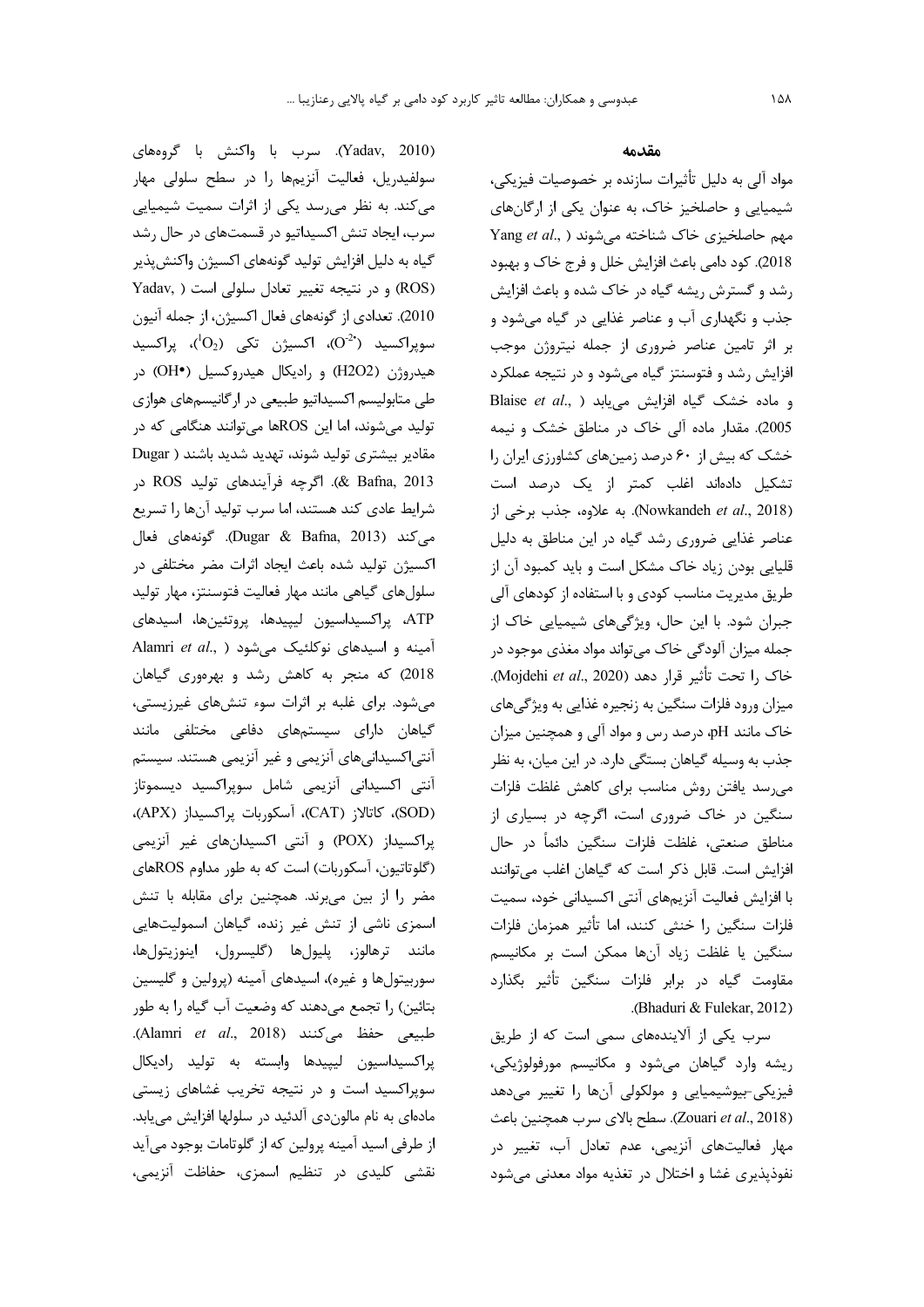## مقدمه

مواد آلی به دلیل تأثیرات سازنده بر خصوصیات فیزیکی، شیمیایی و حاصلخیز خاک، به عنوان یکی از ارگان‌های مهم حاصلخیزی خاک شناخته می‌شوند (Yang *et al*., 2018). کود دامی باعث افزایش خلل و فرج خاک و بهبود رشد و گسترش ریشه گیاه در خاک شده و باعث افزایش جذب و نگهداری آب و عناصر غذایی در گیاه می‌شود و بر اثر تامین عناصر ضروری از جمله نیتروژن موجب افزایش رشد و فتوسنتز گیاه می‌شود و در نتیجه عملکرد و ماده خشک گیاه افزایش می‌یابد (Blaise *et al*., 2005). مقدار ماده آلی خاک در مناطق خشک و نیمه خشک که بیش از ۶۰ درصد زمین‌های کشاورزی ایران را تشکیل داده‌اند اغلب کمتر از یک درصد است (Nowkandeh *et al*., 2018). به علاوه، جذب برخی از عناصر غذایی ضروری رشد گیاه در این مناطق به دلیل قلیایی بودن زیاد خاک مشکل است و باید کمبود آن از طریق مدیریت مناسب کودی و با استفاده از کودهای آلی جبران شود. با این حال، ویژگی‌های شیمیایی خاک از جمله میزان آلودگی خاک می‌تواند مواد مغذی موجود در خاک را تحت تأثیر قرار دهد (Mojdehi *et al*., 2020). میزان ورود فلزات سنگین به زنجیره غذایی به ویژگی‌های خاک مانند pH، درصد رس و مواد آلی و همچنین میزان جذب به وسیله گیاهان بستگی دارد. در این میان، به نظر می‌رسد یافتن روش مناسب برای کاهش غلظت فلزات سنگین در خاک ضروری است، اگرچه در بسیاری از مناطق صنعتی، غلظت فلزات سنگین دائماً در حال افزایش است. قابل ذکر است که گیاهان اغلب می‌توانند با افزایش فعالیت آنزیم‌های آنتی اکسیدانی خود، سمیت فلزات سنگین را خنثی کنند، اما تأثیر همزمان فلزات سنگین یا غلظت زیاد آن‌ها ممکن است بر مکانیسم مقاومت گیاه در برابر فلزات سنگین تأثیر بگذارد (Bhaduri & Fulekar, 2012).

سرب یکی از آلاینده‌های سمی است که از طریق ریشه وارد گیاهان می‌شود و مکانیسم مورفولوژیکی، فیزیکی-بیوشیمیایی و مولکولی آن‌ها را تغییر می‌دهد (Zouari *et al*., 2018). سطح بالای سرب همچنین باعث مهار فعالیت‌های آنزیمی، عدم تعادل آب، تغییر در نفوذپذیری غشا و اختلال در تغذیه مواد معدنی می‌شود (Yadav, 2010). سرب با واکنش با گروه‌های سولفیدریل، فعالیت آنزیم‌ها را در سطح سلولی مهار می‌کند. به نظر می‌رسد یکی از اثرات سمیت شیمیایی سرب، ایجاد تنش اکسیداتیو در قسمت‌های در حال رشد گیاه به دلیل افزایش تولید گونه‌های اکسیژن واکنش‌پذیر (ROS) و در نتیجه تغییر تعادل سلولی است (Yadav, 2010). تعدادی از گونه‌های فعال اکسیژن، از جمله آنیون سوپراکسید ($O^{2\bullet}$)، اکسیژن تکی ($^1O_2$)، پراکسید هیدروژن (H2O2) و رادیکال هیدروکسیل (OH•) در طی متابولیسم اکسیداتیو طبیعی در ارگانیسم‌های هوازی تولید می‌شوند، اما این ROSها می‌توانند هنگامی که در مقادیر بیشتری تولید شوند، تهدید شدید باشند (Dugar & Bafna, 2013). اگرچه فرآیندهای تولید ROS در شرایط عادی کند هستند، اما سرب تولید آن‌ها را تسریع می‌کند (Dugar & Bafna, 2013). گونه‌های فعال اکسیژن تولید شده باعث ایجاد اثرات مضر مختلفی در سلول‌های گیاهی مانند مهار فعالیت فتوسنتز، مهار تولید ATP، پراکسیداسیون لیپیدها، پروتئین‌ها، اسیدهای آمینه و اسیدهای نوکلئیک می‌شود (Alamri *et al*., 2018) که منجر به کاهش رشد و بهره‌وری گیاهان می‌شود. برای غلبه بر اثرات سوء تنش‌های غیرزیستی، گیاهان دارای سیستم‌های دفاعی مختلفی مانند آنتی‌اکسیدانی‌های آنزیمی و غیر آنزیمی هستند. سیستم آنتی اکسیدانی آنزیمی شامل سوپراکسید دیسموتاز (SOD)، کاتالاز (CAT)، آسکوربات پراکسیداز (APX)، پراکسیداز (POX) و آنتی اکسیدان‌های غیر آنزیمی (گلوتاتیون، آسکوربات) است که به طور مداوم ROSهای مضر را از بین می‌برند. همچنین برای مقابله با تنش اسمزی ناشی از تنش غیر زنده، گیاهان اسمولیت‌هایی مانند ترهالوز، پلیول‌ها (گلیسرول، اینوزیتول‌ها، سوربیتول‌ها و غیره)، اسیدهای آمینه (پرولین و گلیسین بتائین) را تجمع می‌دهند که وضعیت آب گیاه را به طور طبیعی حفظ می‌کنند (Alamri *et al*., 2018). پراکسیداسیون لیپیدها وابسته به تولید رادیکال سوپراکسید است و در نتیجه تخریب غشاهای زیستی ماده‌ای به نام مالون‌دی آلدئید در سلولها افزایش می‌یابد. از طرفی اسید آمینه پرولین که از گلوتامات بوجود می‌آید نقشی کلیدی در تنظیم اسمزی، حفاظت آنزیمی،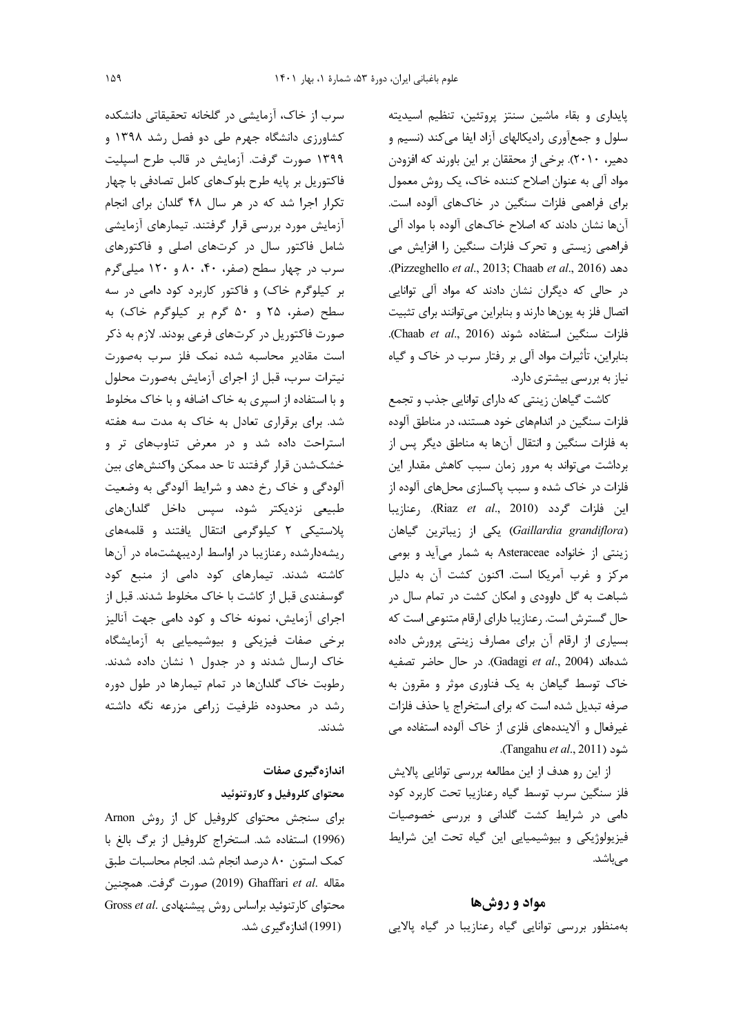پایداری و بقاء ماشین سنتز پروتئین، تنظیم اسیدیته سلول و جمع‌آوری رادیکالهای آزاد ایفا می‌کند (نسیم و دهیر، ۲۰۱۰). برخی از محققان بر این باورند که افزودن مواد آلی به عنوان اصلاح کننده خاک، یک روش معمول برای فراهمی فلزات سنگین در خاک‌های آلوده است. آن‌ها نشان دادند که اصلاح خاک‌های آلوده با مواد آلی فراهمی زیستی و تحرک فلزات سنگین را افزایش می دهد (Pizzeghello *et al*., 2013; Chaab *et al*., 2016). در حالی که دیگران نشان دادند که مواد آلی توانایی اتصال فلز به یون‌ها دارند و بنابراین می‌توانند برای تثبیت فلزات سنگین استفاده شوند (Chaab *et al*., 2016). بنابراین، تأثیرات مواد آلی بر رفتار سرب در خاک و گیاه نیاز به بررسی بیشتری دارد.

کاشت گیاهان زینتی که دارای توانایی جذب و تجمع فلزات سنگین در اندام‌های خود هستند، در مناطق آلوده به فلزات سنگین و انتقال آن‌ها به مناطق دیگر پس از برداشت می‌تواند به مرور زمان سبب کاهش مقدار این فلزات در خاک شده و سبب پاکسازی محل‌های آلوده از این فلزات گردد (Riaz *et al*., 2010). رعنازیبا (*Gaillardia grandiflora*) یکی از زیباترین گیاهان زینتی از خانواده Asteraceae به شمار می‌آید و بومی مرکز و غرب آمریکا است. اکنون کشت آن به دلیل شباهت به گل داوودی و امکان کشت در تمام سال در حال گسترش است. رعنازیبا دارای ارقام متنوعی است که بسیاری از ارقام آن برای مصارف زینتی پرورش داده شده‌اند (Gadagi *et al*., 2004). در حال حاضر تصفیه خاک توسط گیاهان به یک فناوری موثر و مقرون به صرفه تبدیل شده است که برای استخراج یا حذف فلزات غیرفعال و آلاینده‌های فلزی از خاک آلوده استفاده می شود (Tangahu *et al*., 2011).

از این رو هدف از این مطالعه بررسی توانایی پالایش فلز سنگین سرب توسط گیاه رعنازیبا تحت کاربرد کود دامی در شرایط کشت گلدانی و بررسی خصوصیات فیزیولوژیکی و بیوشیمیایی این گیاه تحت این شرایط می‌باشد.

## مواد و روش‌ها

به‌منظور بررسی توانایی گیاه رعنازیبا در گیاه پالایی سرب از خاک، آزمایشی در گلخانه تحقیقاتی دانشکده کشاورزی دانشگاه جهرم طی دو فصل رشد ۱۳۹۸ و ۱۳۹۹ صورت گرفت. آزمایش در قالب طرح اسپلیت فاکتوریل بر پایه طرح بلوک‌های کامل تصادفی با چهار تکرار اجرا شد که در هر سال ۴۸ گلدان برای انجام آزمایش مورد بررسی قرار گرفتند. تیمارهای آزمایشی شامل فاکتور سال در کرت‌های اصلی و فاکتورهای سرب در چهار سطح (صفر، ۴۰، ۸۰ و ۱۲۰ میلی‌گرم بر کیلوگرم خاک) و فاکتور کاربرد کود دامی در سه سطح (صفر، ۲۵ و ۵۰ گرم بر کیلوگرم خاک) به صورت فاکتوریل در کرت‌های فرعی بودند. لازم به ذکر است مقادیر محاسبه شده نمک فلز سرب به‌صورت نیترات سرب، قبل از اجرای آزمایش به‌صورت محلول و با استفاده از اسپری به خاک اضافه و با خاک مخلوط شد. برای برقراری تعادل به خاک به مدت سه هفته استراحت داده شد و در معرض تناوب‌های تر و خشک‌شدن قرار گرفتند تا حد ممکن واکنش‌های بین آلودگی و خاک رخ دهد و شرایط آلودگی به وضعیت طبیعی نزدیکتر شود، سپس داخل گلدان‌های پلاستیکی ۲ کیلوگرمی انتقال یافتند و قلمه‌های ریشه‌دارشده رعنازیبا در اواسط اردیبهشت‌ماه در آن‌ها کاشته شدند. تیمارهای کود دامی از منبع کود گوسفندی قبل از کاشت با خاک مخلوط شدند. قبل از اجرای آزمایش، نمونه خاک و کود دامی جهت آنالیز برخی صفات فیزیکی و بیوشیمیایی به آزمایشگاه خاک ارسال شدند و در جدول ۱ نشان داده شدند. رطوبت خاک گلدان‌ها در تمام تیمارها در طول دوره رشد در محدوده ظرفیت زراعی مزرعه نگه داشته شدند.

### اندازه‌گیری صفات

#### محتوای کلروفیل و کاروتنوئید

برای سنجش محتوای کلروفیل کل از روش Arnon (1996) استفاده شد. استخراج کلروفیل از برگ بالغ با کمک استون ۸۰ درصد انجام شد. انجام محاسبات طبق مقاله .Ghaffari *et al* (2019) صورت گرفت. همچنین محتوای کارتنوئید براساس روش پیشنهادی .Gross *et al* (1991) اندازه‌گیری شد.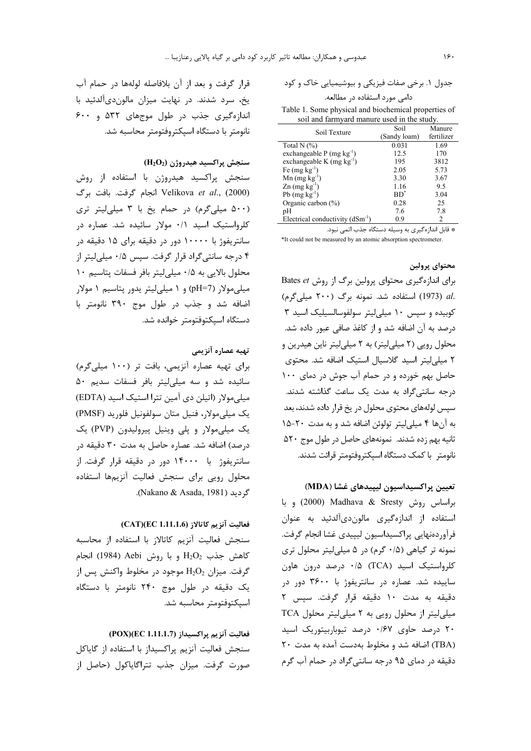جدول ۱. برخی صفات فیزیکی و بیوشیمیایی خاک و کود دامی مورد استفاده در مطالعه.

Table 1. Some physical and biochemical properties of soil and farmyard manure used in the study.

| Soil Texture | Soil (Sandy loam) | Manure fertilizer |
|---|---|---|
| Total N (%) | 0.031 | 1.69 |
| exchangeable P (mg $kg^{-1}$) | 12.5 | 170 |
| exchangeable K (mg $kg^{-1}$) | 195 | 3812 |
| Fe (mg $kg^{-1}$) | 2.05 | 5.73 |
| Mn (mg $kg^{-1}$) | 3.30 | 3.67 |
| Zn (mg $kg^{-1}$) | 1.16 | 9.5 |
| Pb (mg $kg^{-1}$) | BD* | 3.04 |
| Organic carbon (%) | 0.28 | 25 |
| pH | 7.6 | 7.8 |
| Electrical conductivity ($dSm^{-1}$) | 0.9 | 2 |

* قابل اندازه‌گیری به وسیله دستگاه جذب اتمی نبود.

*It could not be measured by an atomic absorption spectrometer.

### محتوای پرولین

برای اندازه‌گیری محتوای پرولین برگ از روش Bates *et al.* (1973) استفاده شد. نمونه برگ (۲۰۰ میلی‌گرم) کوبیده و سپس ۱۰ میلی‌لیتر سولفوسالسیلیک اسید ۳ درصد به آن اضافه شد و از کاغذ صافی عبور داده شد. محلول رویی (۲ میلی‌لیتر) به ۲ میلی‌لیتر ناین هیدرین و ۲ میلی‌لیتر اسید گلاسیال استیک اضافه شد. محتوی حاصل بهم خورده و در حمام آب جوش در دمای ۱۰۰ درجه سانتی‌گراد به مدت یک ساعت گذاشته شدند. سپس لوله‌های محتوی محلول در یخ قرار داده شدند، بعد به آن‌ها ۴ میلی‌لیتر تولوئن اضافه شد و به مدت ۲۰-۱۵ ثانیه بهم زده شدند. نمونه‌های حاصل در طول موج ۵۲۰ نانومتر با کمک دستگاه اسپکتروفتومتر قرائت شدند.

### تعیین پراکسیداسیون لیپیدهای غشا (MDA)

براساس روش Madhava & Sresty (2000) و با استفاده از اندازه‌گیری مالون‌دی‌آلدئید به عنوان فرآورده‌نهایی پراکسیداسیون لیپیدی غشا انجام گرفت. نمونه تر گیاهی (۰/۵ گرم) در ۵ میلی‌لیتر محلول تری کلرواستیک اسید (TCA) ۰/۵ درصد درون هاون ساییده شد. عصاره در سانتریفوژ با ۳۶۰۰ دور در دقیقه به مدت ۱۰ دقیقه قرار گرفت. سپس ۲ میلی‌لیتر از محلول رویی به ۲ میلی‌لیتر محلول TCA ۲۰ درصد حاوی ۰/۶۷ درصد تیوباربیتوریک اسید (TBA) اضافه شد و مخلوط به‌دست آمده به مدت ۲۰ دقیقه در دمای ۹۵ درجه سانتی‌گراد در حمام آب گرم قرار گرفت و بعد از آن بلافاصله لوله‌ها در حمام آب یخ، سرد شدند. در نهایت میزان مالون‌دی‌آلدئید با اندازه‌گیری جذب در طول موج‌های ۵۳۲ و ۶۰۰ نانومتر با دستگاه اسپکتروفتومتر محاسبه شد.

### سنجش پراکسید هیدروژن ($H_2O_2$)

سنجش پراکسید هیدروژن با استفاده از روش Velikova *et al.*, (2000) انجام گرفت. بافت برگ (۵۰۰ میلی‌گرم) در حمام یخ با ۳ میلی‌لیتر تری کلرواستیک اسید ۰/۱ مولار سائیده شد. عصاره در سانتریفوژ با ۱۰۰۰۰ دور در دقیقه برای ۱۵ دقیقه در ۴ درجه سانتی‌گراد قرار گرفت. سپس ۰/۵ میلی‌لیتر از محلول بالایی به ۰/۵ میلی‌لیتر بافر فسفات پتاسیم ۱۰ میلی‌مولار (pH=7) و ۱ میلی‌لیتر یدور پتاسیم ۱ مولار اضافه شد و جذب در طول موج ۳۹۰ نانومتر با دستگاه اسپکتوفتومتر خوانده شد.

### تهیه عصاره آنزیمی

برای تهیه عصاره آنزیمی، بافت تر (۱۰۰ میلی‌گرم) سائیده شد و سه میلی‌لیتر بافر فسفات سدیم ۵۰ میلی‌مولار (اتیلن دی آمین تترا استیک اسید (EDTA) یک میلی‌مولار، فنیل متان سولفونیل فلورید (PMSF) یک میلی‌مولار و پلی وینیل پیرولیدون (PVP) یک درصد) اضافه شد. عصاره حاصل به مدت ۳۰ دقیقه در سانتریفوژ با ۱۴۰۰۰ دور در دقیقه قرار گرفت. از محلول رویی برای سنجش فعالیت آنزیم‌ها استفاده گردید (Nakano & Asada, 1981).

### فعالیت آنزیم کاتالاز (CAT)(EC 1.11.1.6)

سنجش فعالیت آنزیم کاتالاز با استفاده از محاسبه کاهش جذب $H_2O_2$ و با روش Aebi (1984) انجام گرفت. میزان $H_2O_2$ موجود در مخلوط واکنش پس از یک دقیقه در طول موج ۲۴۰ نانومتر با دستگاه اسپکتوفتومتر محاسبه شد.

### فعالیت آنزیم پراکسیداز (POX)(EC 1.11.1.7)

سنجش فعالیت آنزیم پراکسیداز با استفاده از گایاکل صورت گرفت. میزان جذب تتراگایاکول (حاصل از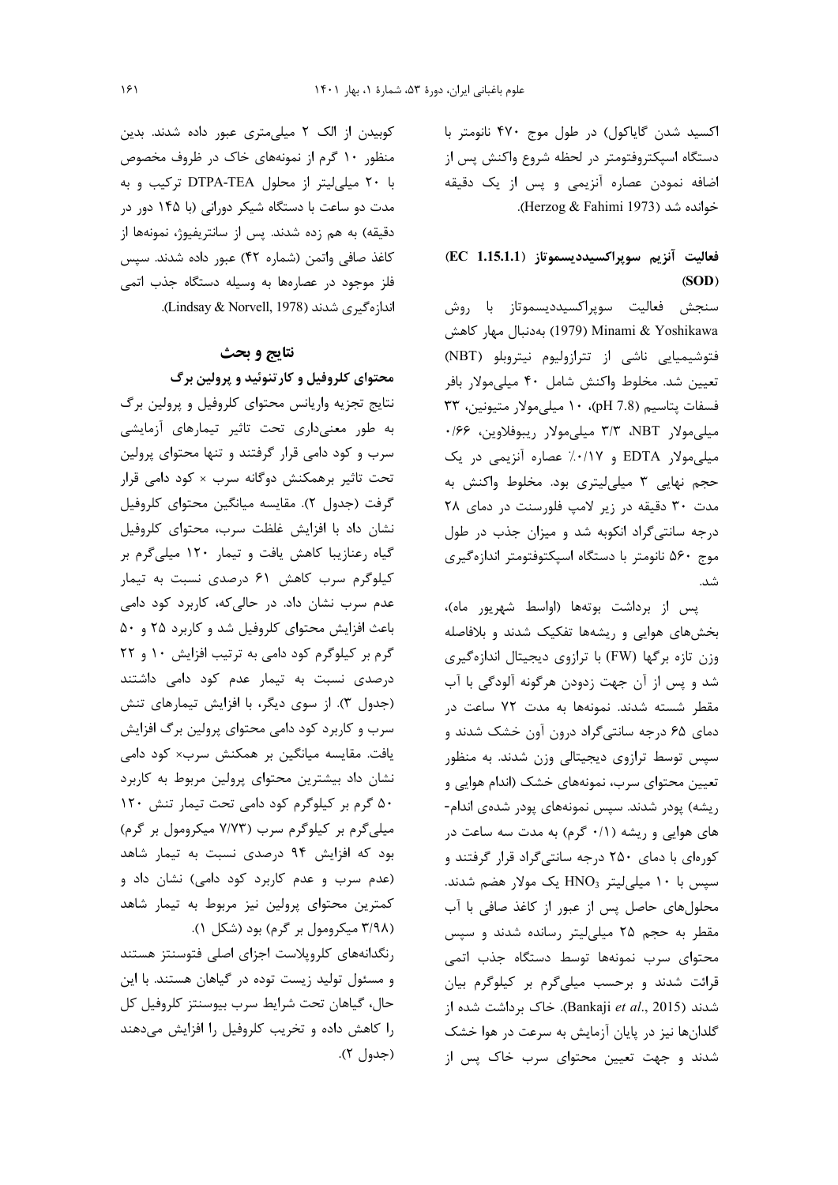اکسید شدن گایاکول) در طول موج ۴۷۰ نانومتر با دستگاه اسپکتروفتومتر در لحظه شروع واکنش پس از اضافه نمودن عصاره آنزیمی و پس از یک دقیقه خوانده شد (Herzog & Fahimi 1973).

### فعالیت آنزیم سوپراکسیددیسموتاز (EC 1.15.1.1) (SOD)

سنجش فعالیت سوپراکسیددیسموتاز با روش Minami & Yoshikawa (1979) به‌دنبال مهار کاهش فتوشیمیایی ناشی از تترازولیوم نیتروبلو (NBT) تعیین شد. مخلوط واکنش شامل ۴۰ میلی‌مولار بافر فسفات پتاسیم (pH 7.8)، ۱۰ میلی‌مولار متیونین، ۳۳ میلی‌مولار NBT، ۳/۳ میلی‌مولار ریبوفلاوین، ۰/۶۶ میلی‌مولار EDTA و ۰/۱۷٪ عصاره آنزیمی در یک حجم نهایی ۳ میلی‌لیتری بود. مخلوط واکنش به مدت ۳۰ دقیقه در زیر لامپ فلورسنت در دمای ۲۸ درجه سانتی‌گراد انکوبه شد و میزان جذب در طول موج ۵۶۰ نانومتر با دستگاه اسپکتوفتومتر اندازه‌گیری شد.

پس از برداشت بوته‌ها (اواسط شهریور ماه)، بخش‌های هوایی و ریشه‌ها تفکیک شدند و بلافاصله وزن تازه برگ‌ها (FW) با ترازوی دیجیتال اندازه‌گیری شد و پس از آن جهت زدودن هرگونه آلودگی با آب مقطر شسته شدند. نمونه‌ها به مدت ۷۲ ساعت در دمای ۶۵ درجه سانتی‌گراد درون آون خشک شدند و سپس توسط ترازوی دیجیتالی وزن شدند. به منظور تعیین محتوای سرب، نمونه‌های خشک (اندام هوایی و ریشه) پودر شدند. سپس نمونه‌های پودر شده‌ی اندام‌های هوایی و ریشه (۰/۱ گرم) به مدت سه ساعت در کوره‌ای با دمای ۲۵۰ درجه سانتی‌گراد قرار گرفتند و سپس با ۱۰ میلی‌لیتر $HNO_3$ یک مولار هضم شدند. محلول‌های حاصل پس از عبور از کاغذ صافی با آب مقطر به حجم ۲۵ میلی‌لیتر رسانده شدند و سپس محتوای سرب نمونه‌ها توسط دستگاه جذب اتمی قرائت شدند و برحسب میلی‌گرم بر کیلوگرم بیان شدند (Bankaji *et al*., 2015). خاک برداشت شده از گلدان‌ها نیز در پایان آزمایش به سرعت در هوا خشک شدند و جهت تعیین محتوای سرب خاک پس از کوبیدن از الک ۲ میلی‌متری عبور داده شدند. بدین منظور ۱۰ گرم از نمونه‌های خاک در ظروف مخصوص با ۲۰ میلی‌لیتر از محلول DTPA-TEA ترکیب و به مدت دو ساعت با دستگاه شیکر دورانی (با ۱۴۵ دور در دقیقه) به هم زده شدند. پس از سانتریفیوژ، نمونه‌ها از کاغذ صافی واتمن (شماره ۴۲) عبور داده شدند. سپس فلز موجود در عصاره‌ها به وسیله دستگاه جذب اتمی اندازه‌گیری شدند (Lindsay & Norvell, 1978).

## نتایج و بحث

### محتوای کلروفیل و کارتنوئید و پرولین برگ

نتایج تجزیه واریانس محتوای کلروفیل و پرولین برگ به طور معنی‌داری تحت تاثیر تیمارهای آزمایشی سرب و کود دامی قرار گرفتند و تنها محتوای پرولین تحت تاثیر برهمکنش دوگانه سرب × کود دامی قرار گرفت (جدول ۲). مقایسه میانگین محتوای کلروفیل نشان داد که با افزایش غلظت سرب، محتوای کلروفیل گیاه رعنازیبا کاهش یافت و تیمار ۱۲۰ میلی‌گرم بر کیلوگرم سرب کاهش ۶۱ درصدی نسبت به تیمار عدم سرب نشان داد. در حالی‌که، کاربرد کود دامی باعث افزایش محتوای کلروفیل شد و کاربرد ۲۵ و ۵۰ گرم بر کیلوگرم کود دامی به ترتیب افزایش ۱۰ و ۲۲ درصدی نسبت به تیمار عدم کود دامی داشتند (جدول ۳). از سوی دیگر، با افزایش تیمارهای تنش سرب و کاربرد کود دامی محتوای پرولین برگ افزایش یافت. مقایسه میانگین بر همکنش سرب× کود دامی نشان داد بیشترین محتوای پرولین مربوط به کاربرد ۵۰ گرم بر کیلوگرم کود دامی تحت تیمار تنش ۱۲۰ میلی‌گرم بر کیلوگرم سرب (۷/۷۳ میکرومول بر گرم) بود که افزایش ۹۴ درصدی نسبت به تیمار شاهد (عدم سرب و عدم کاربرد کود دامی) نشان داد و کمترین محتوای پرولین نیز مربوط به تیمار شاهد (۳/۹۸ میکرومول بر گرم) بود (شکل ۱).

رنگدانه‌های کلروپلاست اجزای اصلی فتوسنتز هستند و مسئول تولید زیست توده در گیاهان هستند. با این حال، گیاهان تحت شرایط سرب بیوسنتز کلروفیل کل را کاهش داده و تخریب کلروفیل را افزایش می‌دهند (جدول ۲).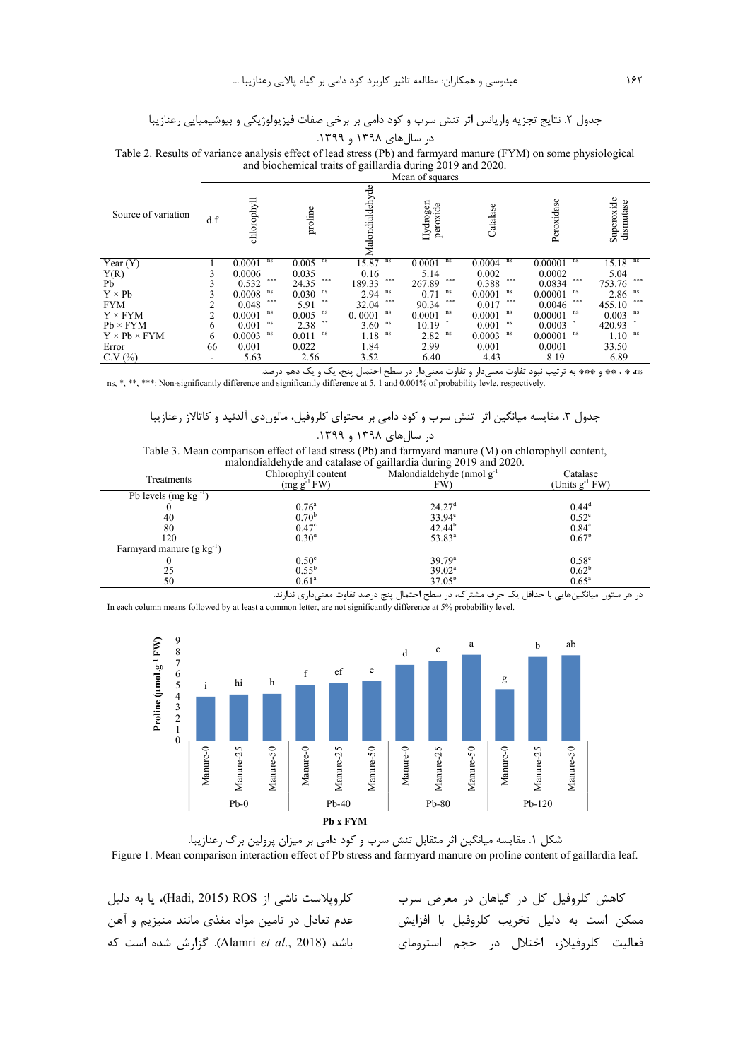جدول ۲. نتایج تجزیه واریانس اثر تنش سرب و کود دامی بر برخی صفات فیزیولوژیکی و بیوشیمیایی رعنازیبا در سال‌های ۱۳۹۸ و ۱۳۹۹.

Table 2. Results of variance analysis effect of lead stress (Pb) and farmyard manure (FYM) on some physiological and biochemical traits of gaillardia during 2019 and 2020.

| Source of variation | d.f | Mean of squares | | | | | | |
|---|---|---|---|---|---|---|---|---|
| | | chlorophyll | proline | Malondialdehyde | Hydrogen peroxide | Catalase | Peroxidase | Superoxide dismutase |
| Year (Y) | 1 | 0.0001 ns | 0.005 ns | 15.87 ns | 0.0001 ns | 0.0004 ns | 0.00001 ns | 15.18 ns |
| Y(R) | 3 | 0.0006 | 0.035 | 0.16 | 5.14 | 0.002 | 0.0002 | 5.04 |
| Pb | 3 | 0.532 *** | 24.35 *** | 189.33 *** | 267.89 *** | 0.388 *** | 0.0834 *** | 753.76 *** |
| Y × Pb | 3 | 0.0008 ns | 0.030 ns | 2.94 ns | 0.71 ns | 0.0001 ns | 0.00001 ns | 2.86 ns |
| FYM | 2 | 0.048 *** | 5.91 ** | 32.04 *** | 90.34 *** | 0.017 *** | 0.0046 *** | 455.10 *** |
| Y × FYM | 2 | 0.0001 ns | 0.005 ns | 0. 0001 ns | 0.0001 ns | 0.0001 ns | 0.00001 ns | 0.003 ns |
| Pb × FYM | 6 | 0.001 ns | 2.38 ** | 3.60 ns | 10.19 * | 0.001 ns | 0.0003 * | 420.93 * |
| Y × Pb × FYM | 6 | 0.0003 ns | 0.011 ns | 1.18 ns | 2.82 ns | 0.0003 ns | 0.00001 ns | 1.10 ns |
| Error | 66 | 0.001 | 0.022 | 1.84 | 2.99 | 0.001 | 0.0001 | 33.50 |
| C.V (%) | - | 5.63 | 2.56 | 3.52 | 6.40 | 4.43 | 8.19 | 6.89 |

ns، * ، ** و *** به ترتیب نبود تفاوت معنی‌دار و تفاوت معنی‌دار در سطح احتمال پنج، یک و یک دهم درصد.

ns, *, **, ***: Non-significantly difference and significantly difference at 5, 1 and 0.001% of probability levle, respectively.

جدول ۳. مقایسه میانگین اثر تنش سرب و کود دامی بر محتوای کلروفیل، مالون‌دی آلدئید و کاتالاز رعنازیبا در سال‌های ۱۳۹۸ و ۱۳۹۹.

Table 3. Mean comparison effect of lead stress (Pb) and farmyard manure (M) on chlorophyll content, malondialdehyde and catalase of gaillardia during 2019 and 2020.

| Treatments | Chlorophyll content (mg $g^{-1}$ FW) | Malondialdehyde (nmol $g^{-1}$ FW) | Catalase (Units $g^{-1}$ FW) |
|---|---|---|---|
| Pb levels (mg $kg^{-1}$) | | | |
| 0 | 0.76[a] | 24.27[d] | 0.44[d] |
| 40 | 0.70[b] | 33.94[c] | 0.52[c] |
| 80 | 0.47[c] | 42.44[b] | 0.84[a] |
| 120 | 0.30[d] | 53.83[a] | 0.67[b] |
| Farmyard manure (g $kg^{-1}$) | | | |
| 0 | 0.50[c] | 39.79[a] | 0.58[c] |
| 25 | 0.55[b] | 39.02[a] | 0.62[b] |
| 50 | 0.61[a] | 37.05[b] | 0.65[a] |

در هر ستون میانگین‌هایی با حداقل یک حرف مشترک، در سطح احتمال پنج درصد تفاوت معنی‌داری ندارند.

In each column means followed by at least a common letter, are not significantly difference at 5% probability level.

شکل ۱. مقایسه میانگین اثر متقابل تنش سرب و کود دامی بر میزان پرولین برگ رعنازیبا.

Figure 1. Mean comparison interaction effect of Pb stress and farmyard manure on proline content of gaillardia leaf.

کاهش کلروفیل کل در گیاهان در معرض سرب ممکن است به دلیل تخریب کلروفیل با افزایش فعالیت کلروفیلاز، اختلال در حجم استرومای کلروپلاست ناشی از ROS (Hadi, 2015)، یا به دلیل عدم تعادل در تامین مواد مغذی مانند منیزیم و آهن باشد (Alamri *et al*., 2018). گزارش شده است که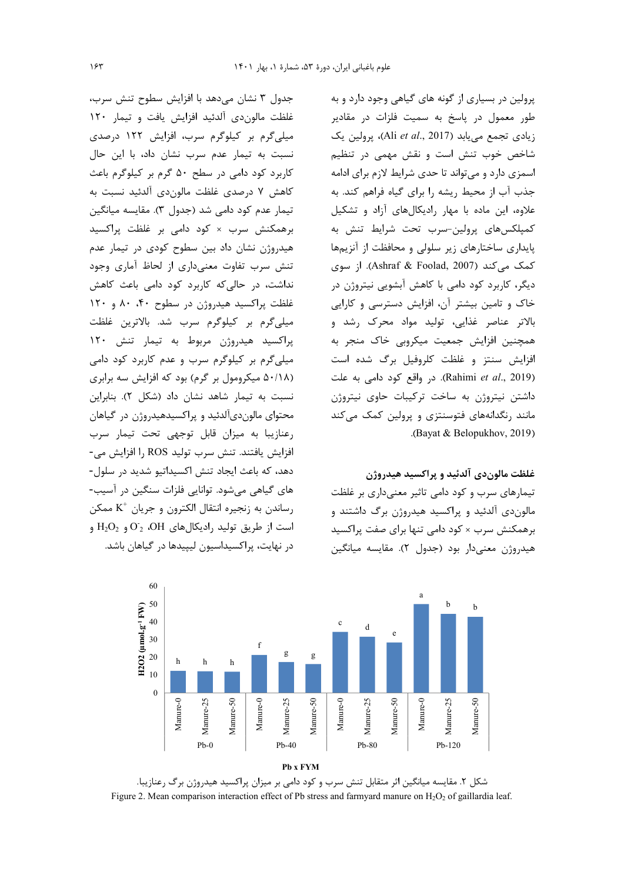پرولین در بسیاری از گونه های گیاهی وجود دارد و به طور معمول در پاسخ به سمیت فلزات در مقادیر زیادی تجمع می‌یابد (Ali *et al.*, 2017)، پرولین یک شاخص خوب تنش است و نقش مهمی در تنظیم اسمزی دارد و می‌تواند تا حدی شرایط لازم برای ادامه جذب آب از محیط ریشه را برای گیاه فراهم کند. به علاوه، این ماده با مهار رادیکال‌های آزاد و تشکیل کمپلکس‌های پرولین-سرب تحت شرایط تنش به پایداری ساختارهای زیر سلولی و محافظت از آنزیم‌ها کمک می‌کند (Ashraf & Foolad, 2007). از سوی دیگر، کاربرد کود دامی با کاهش آبشویی نیتروژن در خاک و تامین بیشتر آن، افزایش دسترسی و کارایی بالاتر عناصر غذایی، تولید مواد محرک رشد و همچنین افزایش جمعیت میکروبی خاک منجر به افزایش سنتز و غلظت کلروفیل برگ شده است (Rahimi *et al.*, 2019). در واقع کود دامی به علت داشتن نیتروژن به ساخت ترکیبات حاوی نیتروژن مانند رنگدانه‌های فتوسنتزی و پرولین کمک می‌کند (Bayat & Belopukhov, 2019).

### غلظت مالون‌دی آلدئید و پراکسید هیدروژن

تیمارهای سرب و کود دامی تاثیر معنی‌داری بر غلظت مالون‌دی آلدئید و پراکسید هیدروژن برگ داشتند و برهمکنش سرب × کود دامی تنها برای صفت پراکسید هیدروژن معنی‌دار بود (جدول ۲). مقایسه میانگین جدول ۳ نشان می‌دهد با افزایش سطوح تنش سرب، غلظت مالون‌دی آلدئید افزایش یافت و تیمار ۱۲۰ میلی‌گرم بر کیلوگرم سرب، افزایش ۱۲۲ درصدی نسبت به تیمار عدم سرب نشان داد، با این حال کاربرد کود دامی در سطح ۵۰ گرم بر کیلوگرم باعث کاهش ۷ درصدی غلظت مالون‌دی آلدئید نسبت به تیمار عدم کود دامی شد (جدول ۳). مقایسه میانگین برهمکنش سرب × کود دامی بر غلظت پراکسید هیدروژن نشان داد بین سطوح کودی در تیمار عدم تنش سرب تفاوت معنی‌داری از لحاظ آماری وجود نداشت، در حالی‌که کاربرد کود دامی باعث کاهش غلظت پراکسید هیدروژن در سطوح ۴۰، ۸۰ و ۱۲۰ میلی‌گرم بر کیلوگرم سرب شد. بالاترین غلظت پراکسید هیدروژن مربوط به تیمار تنش ۱۲۰ میلی‌گرم بر کیلوگرم سرب و عدم کاربرد کود دامی (۵۰/۱۸ میکرومول بر گرم) بود که افزایش سه برابری نسبت به تیمار شاهد نشان داد (شکل ۲). بنابراین محتوای مالون‌دی‌آلدئید و پراکسیدهیدروژن در گیاهان رعنازیبا به میزان قابل توجهی تحت تیمار سرب افزایش یافتند. تنش سرب تولید ROS را افزایش می‌دهد، که باعث ایجاد تنش اکسیداتیو شدید در سلول‌های گیاهی می‌شود. توانایی فلزات سنگین در آسیب‌رساندن به زنجیره انتقال الکترون و جریان $K^+$ ممکن است از طریق تولید رادیکال‌های OH، $O_2^-$ و $H_2O_2$ و در نهایت، پراکسیداسیون لیپیدها در گیاهان باشد.

| Pb | FYM | $H_2O_2$ (µmol.g⁻¹ FW) | Letter |
|---|---|---|---|
| Pb-0 | Manure-0 | ~12.5 | h |
| Pb-0 | Manure-25 | ~12 | h |
| Pb-0 | Manure-50 | ~12 | h |
| Pb-40 | Manure-0 | ~21 | f |
| Pb-40 | Manure-25 | ~17 | g |
| Pb-40 | Manure-50 | ~16 | g |
| Pb-80 | Manure-0 | ~34 | c |
| Pb-80 | Manure-25 | ~31 | d |
| Pb-80 | Manure-50 | ~28 | e |
| Pb-120 | Manure-0 | ~50 | a |
| Pb-120 | Manure-25 | ~44 | b |
| Pb-120 | Manure-50 | ~43 | b |

شکل ۲. مقایسه میانگین اثر متقابل تنش سرب و کود دامی بر میزان پراکسید هیدروژن برگ رعنازیبا.

Figure 2. Mean comparison interaction effect of Pb stress and farmyard manure on $H_2O_2$ of gaillardia leaf.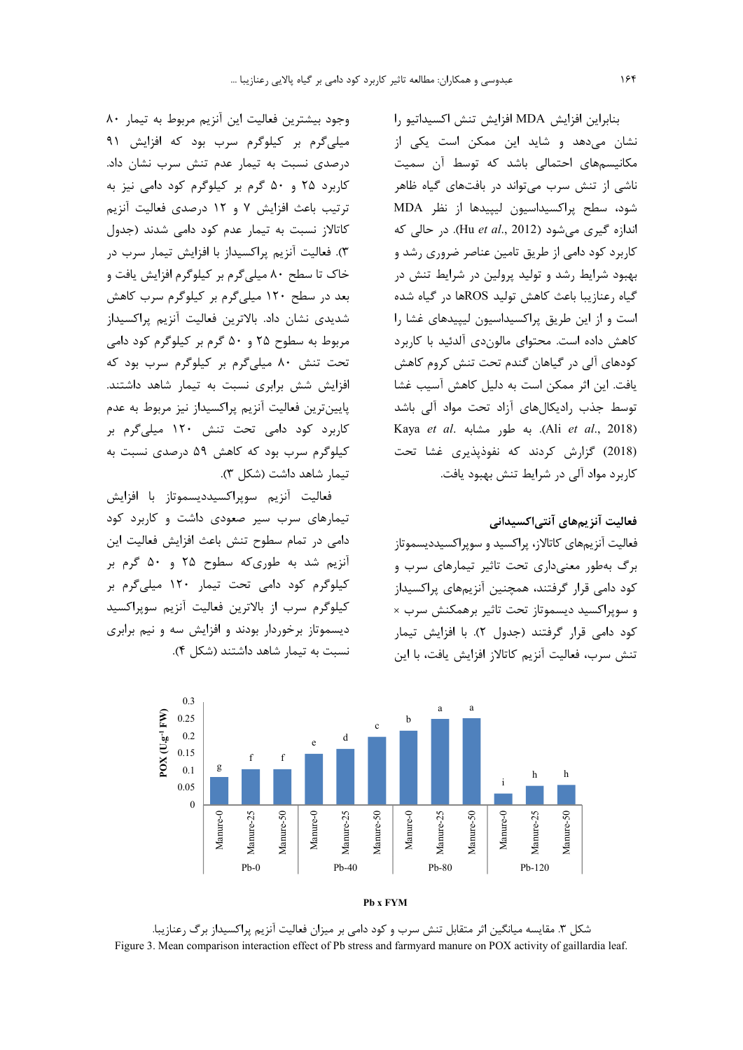بنابراین افزایش MDA افزایش تنش اکسیداتیو را نشان می‌دهد و شاید این ممکن است یکی از مکانیسم‌های احتمالی باشد که توسط آن سمیت ناشی از تنش سرب می‌تواند در بافت‌های گیاه ظاهر شود، سطح پراکسیداسیون لیپیدها از نظر MDA اندازه گیری می‌شود (Hu *et al*., 2012). در حالی که کاربرد کود دامی از طریق تامین عناصر ضروری رشد و بهبود شرایط رشد و تولید پرولین در شرایط تنش در گیاه رعنازیبا باعث کاهش تولید ROSها در گیاه شده است و از این طریق پراکسیداسیون لیپیدهای غشا را کاهش داده است. محتوای مالون‌دی آلدئید با کاربرد کودهای آلی در گیاهان گندم تحت تنش کروم کاهش یافت. این اثر ممکن است به دلیل کاهش آسیب غشا توسط جذب رادیکال‌های آزاد تحت مواد آلی باشد (Ali *et al*., 2018). به طور مشابه Kaya *et al*. (2018) گزارش کردند که نفوذپذیری غشا تحت کاربرد مواد آلی در شرایط تنش بهبود یافت.

### فعالیت آنزیم‌های آنتی‌اکسیدانی

فعالیت آنزیم‌های کاتالاز، پراکسید و سوپراکسیددیسموتاز برگ به‌طور معنی‌داری تحت تاثیر تیمارهای سرب و کود دامی قرار گرفتند، همچنین آنزیم‌های پراکسیداز و سوپراکسید دیسموتاز تحت تاثیر برهمکنش سرب × کود دامی قرار گرفتند (جدول ۲). با افزایش تیمار تنش سرب، فعالیت آنزیم کاتالاز افزایش یافت، با این وجود بیشترین فعالیت این آنزیم مربوط به تیمار ۸۰ میلی‌گرم بر کیلوگرم سرب بود که افزایش ۹۱ درصدی نسبت به تیمار عدم تنش سرب نشان داد. کاربرد ۲۵ و ۵۰ گرم بر کیلوگرم کود دامی نیز به ترتیب باعث افزایش ۷ و ۱۲ درصدی فعالیت آنزیم کاتالاز نسبت به تیمار عدم کود دامی شدند (جدول ۳). فعالیت آنزیم پراکسیداز با افزایش تیمار سرب در خاک تا سطح ۸۰ میلی‌گرم بر کیلوگرم افزایش یافت و بعد در سطح ۱۲۰ میلی‌گرم بر کیلوگرم سرب کاهش شدیدی نشان داد. بالاترین فعالیت آنزیم پراکسیداز مربوط به سطوح ۲۵ و ۵۰ گرم بر کیلوگرم کود دامی تحت تنش ۸۰ میلی‌گرم بر کیلوگرم سرب بود که افزایش شش برابری نسبت به تیمار شاهد داشتند. پایین‌ترین فعالیت آنزیم پراکسیداز نیز مربوط به عدم کاربرد کود دامی تحت تنش ۱۲۰ میلی‌گرم بر کیلوگرم سرب بود که کاهش ۵۹ درصدی نسبت به تیمار شاهد داشت (شکل ۳).

فعالیت آنزیم سوپراکسیددیسموتاز با افزایش تیمارهای سرب سیر صعودی داشت و کاربرد کود دامی در تمام سطوح تنش باعث افزایش فعالیت این آنزیم شد به طوری‌که سطوح ۲۵ و ۵۰ گرم بر کیلوگرم کود دامی تحت تیمار ۱۲۰ میلی‌گرم بر کیلوگرم سرب از بالاترین فعالیت آنزیم سوپراکسید دیسموتاز برخوردار بودند و افزایش سه و نیم برابری نسبت به تیمار شاهد داشتند (شکل ۴).

شکل ۳. مقایسه میانگین اثر متقابل تنش سرب و کود دامی بر میزان فعالیت آنزیم پراکسیداز برگ رعنازیبا.
Figure 3. Mean comparison interaction effect of Pb stress and farmyard manure on POX activity of gaillardia leaf.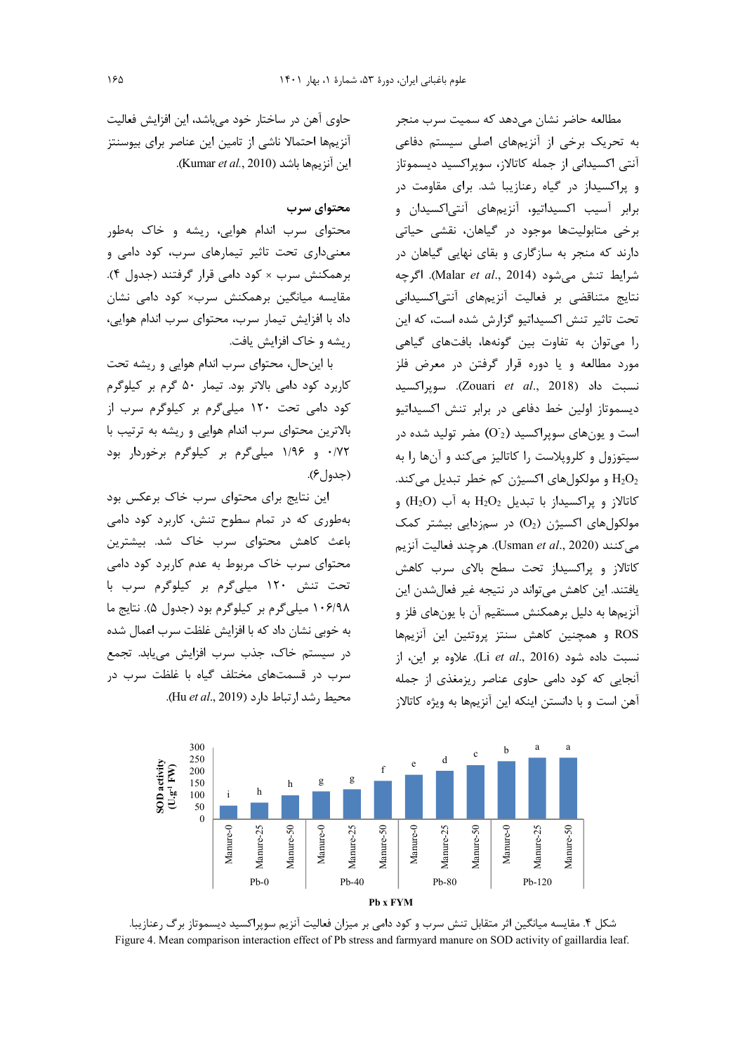مطالعه حاضر نشان می‌دهد که سمیت سرب منجر به تحریک برخی از آنزیم‌های اصلی سیستم دفاعی آنتی اکسیدانی از جمله کاتالاز، سوپراکسید دیسموتاز و پراکسیداز در گیاه رعنازیبا شد. برای مقاومت در برابر آسیب اکسیداتیو، آنزیم‌های آنتی‌اکسیدان و برخی متابولیت‌ها موجود در گیاهان، نقشی حیاتی دارند که منجر به سازگاری و بقای نهایی گیاهان در شرایط تنش می‌شود (Malar *et al*., 2014). اگرچه نتایج متناقضی بر فعالیت آنزیم‌های آنتی‌اکسیدانی تحت تاثیر تنش اکسیداتیو گزارش شده است، که این را می‌توان به تفاوت بین گونه‌ها، بافت‌های گیاهی مورد مطالعه و یا دوره قرار گرفتن در معرض فلز نسبت داد (Zouari *et al*., 2018). سوپراکسید دیسموتاز اولین خط دفاعی در برابر تنش اکسیداتیو است و یون‌های سوپراکسید ($O_2^-$) مضر تولید شده در سیتوزول و کلروپلاست را کاتالیز می‌کند و آن‌ها را به $H_2O_2$ و مولکول‌های اکسیژن کم خطر تبدیل می‌کند. کاتالاز و پراکسیداز با تبدیل $H_2O_2$ به آب ($H_2O$) و مولکول‌های اکسیژن ($O_2$) در سم‌زدایی بیشتر کمک می‌کنند (Usman *et al*., 2020). هرچند فعالیت آنزیم کاتالاز و پراکسیداز تحت سطح بالای سرب کاهش یافتند. این کاهش می‌تواند در نتیجه غیر فعال‌شدن این آنزیم‌ها به دلیل برهمکنش مستقیم آن با یون‌های فلز و ROS و همچنین کاهش سنتز پروتئین این آنزیم‌ها نسبت داده شود (Li *et al*., 2016). علاوه بر این، از آنجایی که کود دامی حاوی عناصر ریزمغذی از جمله آهن است و با دانستن اینکه این آنزیم‌ها به ویژه کاتالاز حاوی آهن در ساختار خود می‌باشد، این افزایش فعالیت آنزیم‌ها احتمالا ناشی از تامین این عناصر برای بیوسنتز این آنزیم‌ها باشد (Kumar *et al*., 2010).

## محتوای سرب

محتوای سرب اندام هوایی، ریشه و خاک به‌طور معنی‌داری تحت تاثیر تیمارهای سرب، کود دامی و برهمکنش سرب × کود دامی قرار گرفتند (جدول ۴). مقایسه میانگین برهمکنش سرب× کود دامی نشان داد با افزایش تیمار سرب، محتوای سرب اندام هوایی، ریشه و خاک افزایش یافت.

با این‌حال، محتوای سرب اندام هوایی و ریشه تحت کاربرد کود دامی بالاتر بود. تیمار ۵۰ گرم بر کیلوگرم کود دامی تحت ۱۲۰ میلی‌گرم بر کیلوگرم سرب از بالاترین محتوای سرب اندام هوایی و ریشه به ترتیب با ۰/۷۲ و ۱/۹۶ میلی‌گرم بر کیلوگرم برخوردار بود (جدول۶).

این نتایج برای محتوای سرب خاک برعکس بود به‌طوری که در تمام سطوح تنش، کاربرد کود دامی باعث کاهش محتوای سرب خاک شد. بیشترین محتوای سرب خاک مربوط به عدم کاربرد کود دامی تحت تنش ۱۲۰ میلی‌گرم بر کیلوگرم سرب با ۱۰۶/۹۸ میلی‌گرم بر کیلوگرم بود (جدول ۵). نتایج ما به خوبی نشان داد که با افزایش غلظت سرب اعمال شده در سیستم خاک، جذب سرب افزایش می‌یابد. تجمع سرب در قسمت‌های مختلف گیاه با غلظت سرب در محیط رشد ارتباط دارد (Hu *et al*., 2019).

شکل ۴. مقایسه میانگین اثر متقابل تنش سرب و کود دامی بر میزان فعالیت آنزیم سوپراکسید دیسموتاز برگ رعنازیبا.
Figure 4. Mean comparison interaction effect of Pb stress and farmyard manure on SOD activity of gaillardia leaf.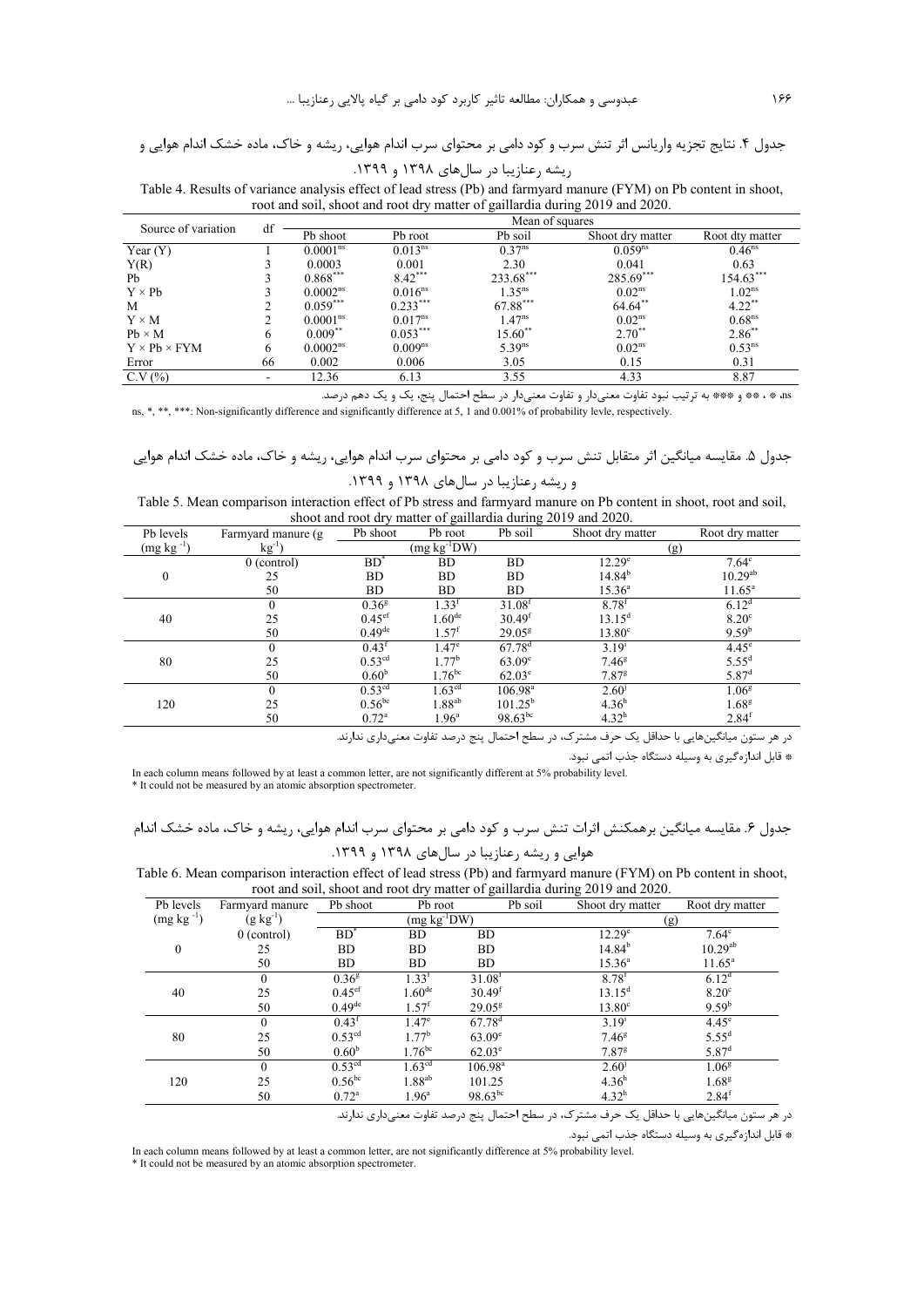جدول ۴. نتایج تجزیه واریانس اثر تنش سرب و کود دامی بر محتوای سرب اندام هوایی، ریشه و خاک، ماده خشک اندام هوایی و ریشه رعنازیبا در سال‌های ۱۳۹۸ و ۱۳۹۹.

Table 4. Results of variance analysis effect of lead stress (Pb) and farmyard manure (FYM) on Pb content in shoot, root and soil, shoot and root dry matter of gaillardia during 2019 and 2020.

| Source of variation | df | Mean of squares | | | | |
|---|---|---|---|---|---|---|
| | | Pb shoot | Pb root | Pb soil | Shoot dry matter | Root dty matter |
| Year (Y) | 1 | 0.0001[ns] | 0.013[ns] | 0.37[ns] | 0.059[ns] | 0.46[ns] |
| Y(R) | 3 | 0.0003 | 0.001 | 2.30 | 0.041 | 0.63 |
| Pb | 3 | 0.868[***] | 8.42[***] | 233.68[***] | 285.69[***] | 154.63[***] |
| Y × Pb | 3 | 0.0002[ns] | 0.016[ns] | 1.35[ns] | 0.02[ns] | 1.02[ns] |
| M | 2 | 0.059[***] | 0.233[***] | 67.88[***] | 64.64[**] | 4.22[**] |
| Y × M | 2 | 0.0001[ns] | 0.017[ns] | 1.47[ns] | 0.02[ns] | 0.68[ns] |
| Pb × M | 6 | 0.009[**] | 0.053[***] | 15.60[**] | 2.70[**] | 2.86[**] |
| Y × Pb × FYM | 6 | 0.0002[ns] | 0.009[ns] | 5.39[ns] | 0.02[ns] | 0.53[ns] |
| Error | 66 | 0.002 | 0.006 | 3.05 | 0.15 | 0.31 |
| C.V (%) | - | 12.36 | 6.13 | 3.55 | 4.33 | 8.87 |

ns، * ، ** و *** به ترتیب نبود تفاوت معنی‌دار و تفاوت معنی‌دار در سطح احتمال پنج، یک و یک دهم درصد.

ns, *, **, ***: Non-significantly difference and significantly difference at 5, 1 and 0.001% of probability levle, respectively.

جدول ۵. مقایسه میانگین اثر متقابل تنش سرب و کود دامی بر محتوای سرب اندام هوایی، ریشه و خاک، ماده خشک اندام هوایی و ریشه رعنازیبا در سال‌های ۱۳۹۸ و ۱۳۹۹.

Table 5. Mean comparison interaction effect of Pb stress and farmyard manure on Pb content in shoot, root and soil, shoot and root dry matter of gaillardia during 2019 and 2020.

| Pb levels (mg kg$^{-1}$) | Farmyard manure (g kg$^{-1}$) | Pb shoot | Pb root | Pb soil | Shoot dry matter | Root dry matter |
|---|---|---|---|---|---|---|
| | | (mg kg$^{-1}$DW) | | | (g) | |
| 0 | 0 (control) | BD* | BD | BD | 12.29[e] | 7.64[c] |
| | 25 | BD | BD | BD | 14.84[b] | 10.29[ab] |
| | 50 | BD | BD | BD | 15.36[a] | 11.65[a] |
| 40 | 0 | 0.36[g] | 1.33[f] | 31.08[f] | 8.78[f] | 6.12[d] |
| | 25 | 0.45[ef] | 1.60[de] | 30.49[f] | 13.15[d] | 8.20[c] |
| | 50 | 0.49[de] | 1.57[f] | 29.05[g] | 13.80[c] | 9.59[b] |
| 80 | 0 | 0.43[f] | 1.47[e] | 67.78[d] | 3.19[i] | 4.45[e] |
| | 25 | 0.53[cd] | 1.77[b] | 63.09[e] | 7.46[g] | 5.55[d] |
| | 50 | 0.60[b] | 1.76[bc] | 62.03[e] | 7.87[g] | 5.87[d] |
| 120 | 0 | 0.53[cd] | 1.63[cd] | 106.98[a] | 2.60[j] | 1.06[g] |
| | 25 | 0.56[bc] | 1.88[ab] | 101.25[b] | 4.36[h] | 1.68[g] |
| | 50 | 0.72[a] | 1.96[a] | 98.63[bc] | 4.32[h] | 2.84[f] |

در هر ستون میانگین‌هایی با حداقل یک حرف مشترک، در سطح احتمال پنج درصد تفاوت معنی‌داری ندارند.

* قابل اندازه‌گیری به وسیله دستگاه جذب اتمی نبود.

In each column means followed by at least a common letter, are not significantly different at 5% probability level.
* It could not be measured by an atomic absorption spectrometer.

جدول ۶. مقایسه میانگین برهمکنش اثرات تنش سرب و کود دامی بر محتوای سرب اندام هوایی، ریشه و خاک، ماده خشک اندام هوایی و ریشه رعنازیبا در سال‌های ۱۳۹۸ و ۱۳۹۹.

Table 6. Mean comparison interaction effect of lead stress (Pb) and farmyard manure (FYM) on Pb content in shoot, root and soil, shoot and root dry matter of gaillardia during 2019 and 2020.

| Pb levels (mg kg$^{-1}$) | Farmyard manure (g kg$^{-1}$) | Pb shoot | Pb root | Pb soil | Shoot dry matter | Root dry matter |
|---|---|---|---|---|---|---|
| | | (mg kg$^{-1}$DW) | | | (g) | |
| 0 | 0 (control) | BD* | BD | BD | 12.29[e] | 7.64[c] |
| | 25 | BD | BD | BD | 14.84[b] | 10.29[ab] |
| | 50 | BD | BD | BD | 15.36[a] | 11.65[a] |
| 40 | 0 | 0.36[g] | 1.33[f] | 31.08[f] | 8.78[f] | 6.12[d] |
| | 25 | 0.45[ef] | 1.60[de] | 30.49[f] | 13.15[d] | 8.20[c] |
| | 50 | 0.49[de] | 1.57[f] | 29.05[g] | 13.80[c] | 9.59[b] |
| 80 | 0 | 0.43[f] | 1.47[e] | 67.78[d] | 3.19[i] | 4.45[e] |
| | 25 | 0.53[cd] | 1.77[b] | 63.09[e] | 7.46[g] | 5.55[d] |
| | 50 | 0.60[b] | 1.76[bc] | 62.03[e] | 7.87[g] | 5.87[d] |
| 120 | 0 | 0.53[cd] | 1.63[cd] | 106.98[a] | 2.60[j] | 1.06[g] |
| | 25 | 0.56[bc] | 1.88[ab] | 101.25 | 4.36[h] | 1.68[g] |
| | 50 | 0.72[a] | 1.96[a] | 98.63[bc] | 4.32[h] | 2.84[f] |

در هر ستون میانگین‌هایی با حداقل یک حرف مشترک، در سطح احتمال پنج درصد تفاوت معنی‌داری ندارند.

* قابل اندازه‌گیری به وسیله دستگاه جذب اتمی نبود.

In each column means followed by at least a common letter, are not significantly difference at 5% probability level.
* It could not be measured by an atomic absorption spectrometer.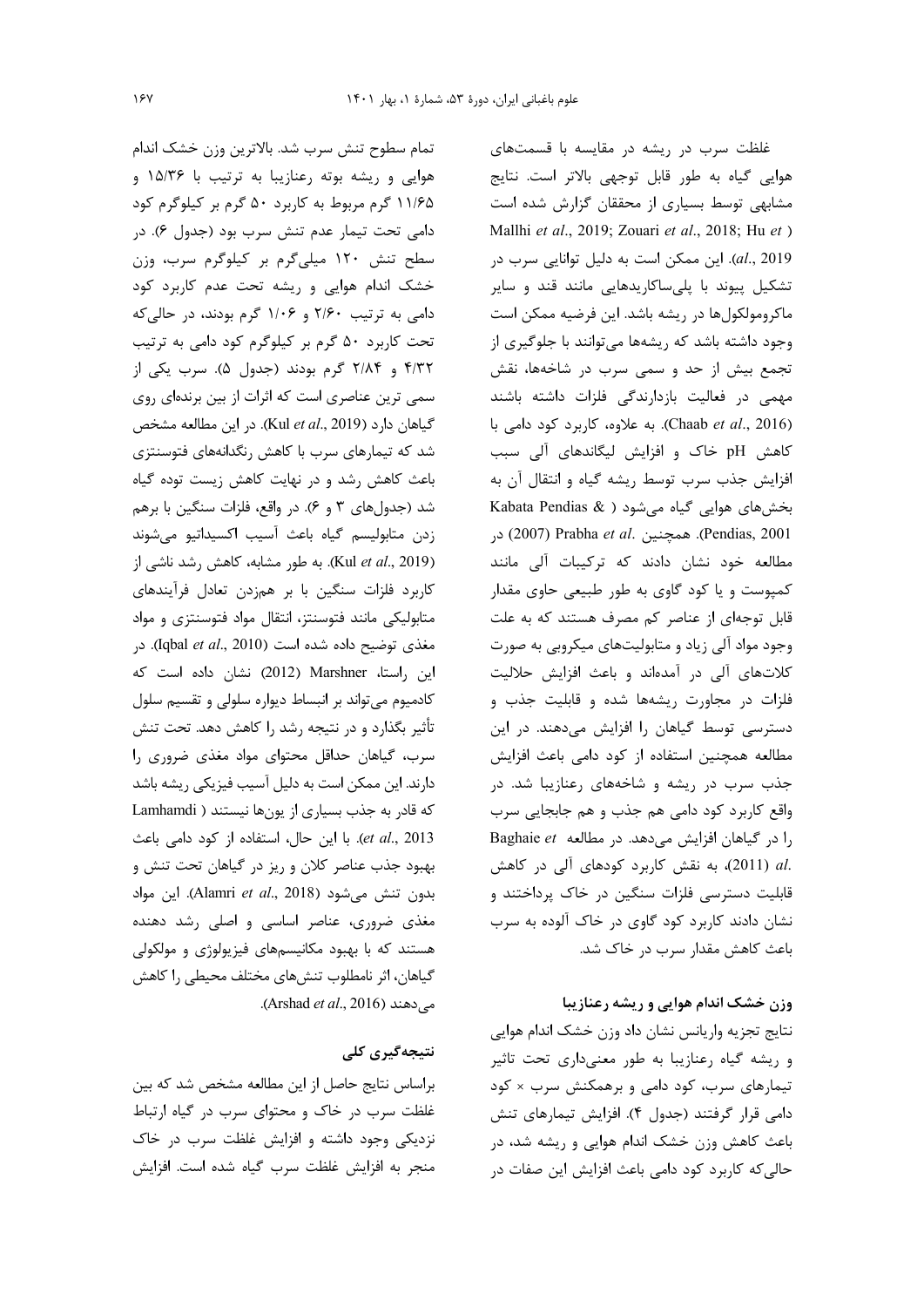غلظت سرب در ریشه در مقایسه با قسمت‌های هوایی گیاه به طور قابل توجهی بالاتر است. نتایج مشابهی توسط بسیاری از محققان گزارش شده است (Mallhi *et al*., 2019; Zouari *et al*., 2018; Hu *et al*., 2019). این ممکن است به دلیل توانایی سرب در تشکیل پیوند با پلی‌ساکاریدهایی مانند قند و سایر ماکرومولکول‌ها در ریشه باشد. این فرضیه ممکن است وجود داشته باشد که ریشه‌ها می‌توانند با جلوگیری از تجمع بیش از حد و سمی سرب در شاخه‌ها، نقش مهمی در فعالیت بازدارندگی فلزات داشته باشند (Chaab *et al*., 2016). به علاوه، کاربرد کود دامی با کاهش pH خاک و افزایش لیگاندهای آلی سبب افزایش جذب سرب توسط ریشه گیاه و انتقال آن به بخش‌های هوایی گیاه می‌شود (Kabata Pendias & Pendias, 2001). همچنین .Prabha *et al* (2007) در مطالعه خود نشان دادند که ترکیبات آلی مانند کمپوست و یا کود گاوی به طور طبیعی حاوی مقدار قابل توجه‌ای از عناصر کم مصرف هستند که به علت وجود مواد آلی زیاد و متابولیت‌های میکروبی به صورت کلات‌های آلی در آمده‌اند و باعث افزایش حلالیت فلزات در مجاورت ریشه‌ها شده و قابلیت جذب و دسترسی توسط گیاهان را افزایش می‌دهند. در این مطالعه همچنین استفاده از کود دامی باعث افزایش جذب سرب در ریشه و شاخه‌های رعنازیبا شد. در واقع کاربرد کود دامی هم جذب و هم جابجایی سرب را در گیاهان افزایش می‌دهد. در مطالعه Baghaie *et al*. (2011)، به نقش کاربرد کودهای آلی در کاهش قابلیت دسترسی فلزات سنگین در خاک پرداختند و نشان دادند کاربرد کود گاوی در خاک آلوده به سرب باعث کاهش مقدار سرب در خاک شد.

### وزن خشک اندام هوایی و ریشه رعنازیبا

نتایج تجزیه واریانس نشان داد وزن خشک اندام هوایی و ریشه گیاه رعنازیبا به طور معنی‌داری تحت تاثیر تیمارهای سرب، کود دامی و برهمکنش سرب × کود دامی قرار گرفتند (جدول ۴). افزایش تیمارهای تنش باعث کاهش وزن خشک اندام هوایی و ریشه شد، در حالی‌که کاربرد کود دامی باعث افزایش این صفات در تمام سطوح تنش سرب شد. بالاترین وزن خشک اندام هوایی و ریشه بوته رعنازیبا به ترتیب با ۱۵/۳۶ و ۱۱/۶۵ گرم مربوط به کاربرد ۵۰ گرم بر کیلوگرم کود دامی تحت تیمار عدم تنش سرب بود (جدول ۶). در سطح تنش ۱۲۰ میلی‌گرم بر کیلوگرم سرب، وزن خشک اندام هوایی و ریشه تحت عدم کاربرد کود دامی به ترتیب ۲/۶۰ و ۱/۰۶ گرم بودند، در حالی‌که تحت کاربرد ۵۰ گرم بر کیلوگرم کود دامی به ترتیب ۴/۳۲ و ۲/۸۴ گرم بودند (جدول ۵). سرب یکی از سمی ترین عناصری است که اثرات از بین برنده‌ای روی گیاهان دارد (Kul *et al*., 2019). در این مطالعه مشخص شد که تیمارهای سرب با کاهش رنگدانه‌های فتوسنتزی باعث کاهش رشد و در نهایت کاهش زیست توده گیاه شد (جدول‌های ۳ و ۶). در واقع، فلزات سنگین با برهم زدن متابولیسم گیاه باعث آسیب اکسیداتیو می‌شوند (Kul *et al*., 2019). به طور مشابه، کاهش رشد ناشی از کاربرد فلزات سنگین با بر هم‌زدن تعادل فرآیندهای متابولیکی مانند فتوسنتز، انتقال مواد فتوسنتزی و مواد مغذی توضیح داده شده است (Iqbal *et al*., 2010). در این راستا، Marshner (2012) نشان داده است که کادمیوم می‌تواند بر انبساط دیواره سلولی و تقسیم سلول تأثیر بگذارد و در نتیجه رشد را کاهش دهد. تحت تنش سرب، گیاهان حداقل محتوای مواد مغذی ضروری را دارند. این ممکن است به دلیل آسیب فیزیکی ریشه باشد که قادر به جذب بسیاری از یون‌ها نیستند (Lamhamdi *et al*., 2013). با این حال، استفاده از کود دامی باعث بهبود جذب عناصر کلان و ریز در گیاهان تحت تنش و بدون تنش می‌شود (Alamri *et al*., 2018). این مواد مغذی ضروری، عناصر اساسی و اصلی رشد دهنده هستند که با بهبود مکانیسم‌های فیزیولوژی و مولکولی گیاهان، اثر نامطلوب تنش‌های مختلف محیطی را کاهش می‌دهند (Arshad *et al*., 2016).

## نتیجه‌گیری کلی

براساس نتایج حاصل از این مطالعه مشخص شد که بین غلظت سرب در خاک و محتوای سرب در گیاه ارتباط نزدیکی وجود داشته و افزایش غلظت سرب در خاک منجر به افزایش غلظت سرب گیاه شده است. افزایش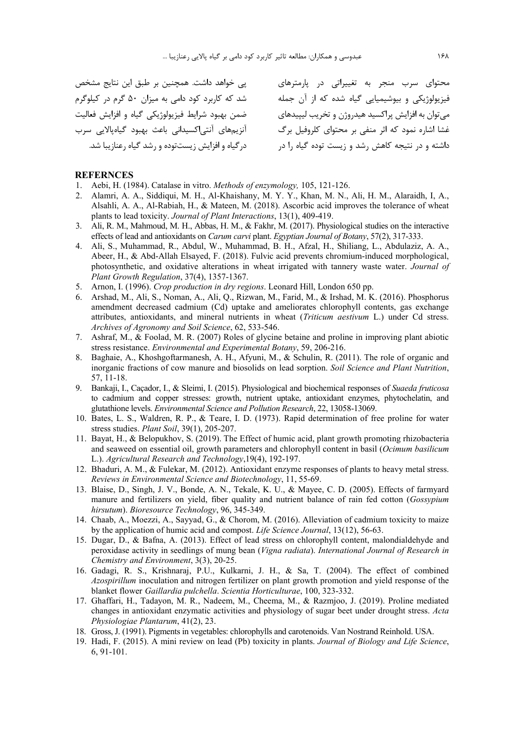محتوای سرب منجر به تغییراتی در پارامترهای فیزیولوژیکی و بیوشیمیایی گیاه شده که از آن جمله می‌توان به افزایش پراکسید هیدروژن و تخریب لیپیدهای غشا اشاره نمود که اثر منفی بر محتوای کلروفیل برگ داشته و در نتیجه کاهش رشد و زیست توده گیاه را در پی خواهد داشت. همچنین بر طبق این نتایج مشخص شد که کاربرد کود دامی به میزان ۵۰ گرم در کیلوگرم ضمن بهبود شرایط فیزیولوژیکی گیاه و افزایش فعالیت آنزیم‌های آنتی‌اکسیدانی باعث بهبود گیاه‌پالایی سرب درگیاه و افزایش زیست‌توده و رشد گیاه رعنازیبا شد.

## REFERNCES

1. Aebi, H. (1984). Catalase in vitro. *Methods of enzymology,* 105, 121-126.
2. Alamri, A. A., Siddiqui, M. H., Al-Khaishany, M. Y. Y., Khan, M. N., Ali, H. M., Alaraidh, I, A., Alsahli, A. A., Al-Rabiah, H., & Mateen, M. (2018). Ascorbic acid improves the tolerance of wheat plants to lead toxicity. *Journal of Plant Interactions*, 13(1), 409-419.
3. Ali, R. M., Mahmoud, M. H., Abbas, H. M., & Fakhr, M. (2017). Physiological studies on the interactive effects of lead and antioxidants on *Carum carvi* plant. *Egyptian Journal of Botany*, 57(2), 317-333.
4. Ali, S., Muhammad, R., Abdul, W., Muhammad, B. H., Afzal, H., Shiliang, L., Abdulaziz, A. A., Abeer, H., & Abd-Allah Elsayed, F. (2018). Fulvic acid prevents chromium-induced morphological, photosynthetic, and oxidative alterations in wheat irrigated with tannery waste water. *Journal of Plant Growth Regulation*, 37(4), 1357-1367.
5. Arnon, I. (1996). *Crop production in dry regions*. Leonard Hill, London 650 pp.
6. Arshad, M., Ali, S., Noman, A., Ali, Q., Rizwan, M., Farid, M., & Irshad, M. K. (2016). Phosphorus amendment decreased cadmium (Cd) uptake and ameliorates chlorophyll contents, gas exchange attributes, antioxidants, and mineral nutrients in wheat (*Triticum aestivum* L.) under Cd stress. *Archives of Agronomy and Soil Science*, 62, 533-546.
7. Ashraf, M., & Foolad, M. R. (2007) Roles of glycine betaine and proline in improving plant abiotic stress resistance. *Environmental and Experimental Botany*, 59, 206-216.
8. Baghaie, A., Khoshgoftarmanesh, A. H., Afyuni, M., & Schulin, R. (2011). The role of organic and inorganic fractions of cow manure and biosolids on lead sorption. *Soil Science and Plant Nutrition*, 57, 11-18.
9. Bankaji, I., Caçador, I., & Sleimi, I. (2015). Physiological and biochemical responses of *Suaeda fruticosa* to cadmium and copper stresses: growth, nutrient uptake, antioxidant enzymes, phytochelatin, and glutathione levels. *Environmental Science and Pollution Research*, 22, 13058-13069.
10. Bates, L. S., Waldren, R. P., & Teare, I. D. (1973). Rapid determination of free proline for water stress studies. *Plant Soil*, 39(1), 205-207.
11. Bayat, H., & Belopukhov, S. (2019). The Effect of humic acid, plant growth promoting rhizobacteria and seaweed on essential oil, growth parameters and chlorophyll content in basil (*Ocimum basilicum* L.). *Agricultural Research and Technology*,19(4), 192-197.
12. Bhaduri, A. M., & Fulekar, M. (2012). Antioxidant enzyme responses of plants to heavy metal stress. *Reviews in Environmental Science and Biotechnology*, 11, 55-69.
13. Blaise, D., Singh, J. V., Bonde, A. N., Tekale, K. U., & Mayee, C. D. (2005). Effects of farmyard manure and fertilizers on yield, fiber quality and nutrient balance of rain fed cotton (*Gossypium hirsutum*). *Bioresource Technology*, 96, 345-349.
14. Chaab, A., Moezzi, A., Sayyad, G., & Chorom, M. (2016). Alleviation of cadmium toxicity to maize by the application of humic acid and compost. *Life Science Journal*, 13(12), 56-63.
15. Dugar, D., & Bafna, A. (2013). Effect of lead stress on chlorophyll content, malondialdehyde and peroxidase activity in seedlings of mung bean (*Vigna radiata*). *International Journal of Research in Chemistry and Environment*, 3(3), 20-25.
16. Gadagi, R. S., Krishnaraj, P.U., Kulkarni, J. H., & Sa, T. (2004). The effect of combined *Azospirillum* inoculation and nitrogen fertilizer on plant growth promotion and yield response of the blanket flower *Gaillardia pulchella*. *Scientia Horticulturae*, 100, 323-332.
17. Ghaffari, H., Tadayon, M. R., Nadeem, M., Cheema, M., & Razmjoo, J. (2019). Proline mediated changes in antioxidant enzymatic activities and physiology of sugar beet under drought stress. *Acta Physiologiae Plantarum*, 41(2), 23.
18. Gross, J. (1991). Pigments in vegetables: chlorophylls and carotenoids. Van Nostrand Reinhold. USA.
19. Hadi, F. (2015). A mini review on lead (Pb) toxicity in plants. *Journal of Biology and Life Science*, 6, 91-101.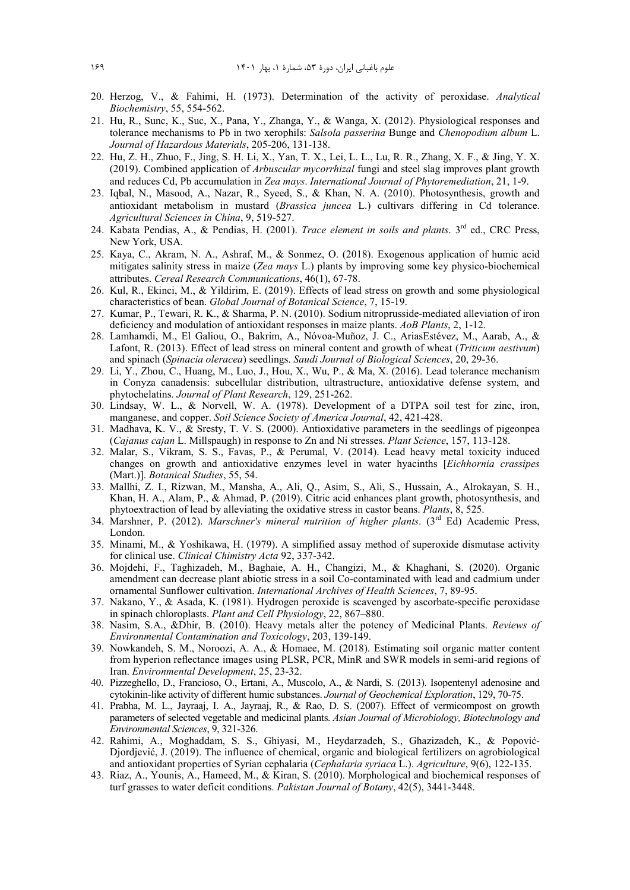20. Herzog, V., & Fahimi, H. (1973). Determination of the activity of peroxidase. *Analytical Biochemistry*, 55, 554-562.
21. Hu, R., Sunc, K., Suc, X., Pana, Y., Zhanga, Y., & Wanga, X. (2012). Physiological responses and tolerance mechanisms to Pb in two xerophils: *Salsola passerina* Bunge and *Chenopodium album* L. *Journal of Hazardous Materials*, 205-206, 131-138.
22. Hu, Z. H., Zhuo, F., Jing, S. H. Li, X., Yan, T. X., Lei, L. L., Lu, R. R., Zhang, X. F., & Jing, Y. X. (2019). Combined application of *Arbuscular mycorrhizal* fungi and steel slag improves plant growth and reduces Cd, Pb accumulation in *Zea mays*. *International Journal of Phytoremediation*, 21, 1-9.
23. Iqbal, N., Masood, A., Nazar, R., Syeed, S., & Khan, N. A. (2010). Photosynthesis, growth and antioxidant metabolism in mustard (*Brassica juncea* L.) cultivars differing in Cd tolerance. *Agricultural Sciences in China*, 9, 519-527.
24. Kabata Pendias, A., & Pendias, H. (2001). *Trace element in soils and plants*. 3rd ed., CRC Press, New York, USA.
25. Kaya, C., Akram, N. A., Ashraf, M., & Sonmez, O. (2018). Exogenous application of humic acid mitigates salinity stress in maize (*Zea mays* L.) plants by improving some key physico-biochemical attributes. *Cereal Research Communications*, 46(1), 67-78.
26. Kul, R., Ekinci, M., & Yildirim, E. (2019). Effects of lead stress on growth and some physiological characteristics of bean. *Global Journal of Botanical Science*, 7, 15-19.
27. Kumar, P., Tewari, R. K., & Sharma, P. N. (2010). Sodium nitroprusside-mediated alleviation of iron deficiency and modulation of antioxidant responses in maize plants. *AoB Plants*, 2, 1-12.
28. Lamhamdi, M., El Galiou, O., Bakrim, A., Nóvoa-Muñoz, J. C., AriasEstévez, M., Aarab, A., & Lafont, R. (2013). Effect of lead stress on mineral content and growth of wheat (*Triticum aestivum*) and spinach (*Spinacia oleracea*) seedlings. *Saudi Journal of Biological Sciences*, 20, 29-36.
29. Li, Y., Zhou, C., Huang, M., Luo, J., Hou, X., Wu, P., & Ma, X. (2016). Lead tolerance mechanism in Conyza canadensis: subcellular distribution, ultrastructure, antioxidative defense system, and phytochelatins. *Journal of Plant Research*, 129, 251-262.
30. Lindsay, W. L., & Norvell, W. A. (1978). Development of a DTPA soil test for zinc, iron, manganese, and copper. *Soil Science Society of America Journal*, 42, 421-428.
31. Madhava, K. V., & Sresty, T. V. S. (2000). Antioxidative parameters in the seedlings of pigeonpea (*Cajanus cajan* L. Millspaugh) in response to Zn and Ni stresses. *Plant Science*, 157, 113-128.
32. Malar, S., Vikram, S. S., Favas, P., & Perumal, V. (2014). Lead heavy metal toxicity induced changes on growth and antioxidative enzymes level in water hyacinths [*Eichhornia crassipes* (Mart.)]. *Botanical Studies*, 55, 54.
33. Mallhi, Z. I., Rizwan, M., Mansha, A., Ali, Q., Asim, S., Ali, S., Hussain, A., Alrokayan, S. H., Khan, H. A., Alam, P., & Ahmad, P. (2019). Citric acid enhances plant growth, photosynthesis, and phytoextraction of lead by alleviating the oxidative stress in castor beans. *Plants*, 8, 525.
34. Marshner, P. (2012). *Marschner's mineral nutrition of higher plants*. (3rd Ed) Academic Press, London.
35. Minami, M., & Yoshikawa, H. (1979). A simplified assay method of superoxide dismutase activity for clinical use. *Clinical Chimistry Acta* 92, 337-342.
36. Mojdehi, F., Taghizadeh, M., Baghaie, A. H., Changizi, M., & Khaghani, S. (2020). Organic amendment can decrease plant abiotic stress in a soil Co-contaminated with lead and cadmium under ornamental Sunflower cultivation. *International Archives of Health Sciences*, 7, 89-95.
37. Nakano, Y., & Asada, K. (1981). Hydrogen peroxide is scavenged by ascorbate-specific peroxidase in spinach chloroplasts. *Plant and Cell Physiology*, 22, 867–880.
38. Nasim, S.A., &Dhir, B. (2010). Heavy metals alter the potency of Medicinal Plants. *Reviews of Environmental Contamination and Toxicology*, 203, 139-149.
39. Nowkandeh, S. M., Noroozi, A. A., & Homaee, M. (2018). Estimating soil organic matter content from hyperion reflectance images using PLSR, PCR, MinR and SWR models in semi-arid regions of Iran. *Environmental Development*, 25, 23-32.
40. Pizzeghello, D., Francioso, O., Ertani, A., Muscolo, A., & Nardi, S. (2013). Isopentenyl adenosine and cytokinin-like activity of different humic substances. *Journal of Geochemical Exploration*, 129, 70-75.
41. Prabha, M. L., Jayraaj, I. A., Jayraaj, R., & Rao, D. S. (2007). Effect of vermicompost on growth parameters of selected vegetable and medicinal plants. *Asian Journal of Microbiology, Biotechnology and Environmental Sciences*, 9, 321-326.
42. Rahimi, A., Moghaddam, S. S., Ghiyasi, M., Heydarzadeh, S., Ghazizadeh, K., & Popović-Djordjević, J. (2019). The influence of chemical, organic and biological fertilizers on agrobiological and antioxidant properties of Syrian cephalaria (*Cephalaria syriaca* L.). *Agriculture*, 9(6), 122-135.
43. Riaz, A., Younis, A., Hameed, M., & Kiran, S. (2010). Morphological and biochemical responses of turf grasses to water deficit conditions. *Pakistan Journal of Botany*, 42(5), 3441-3448.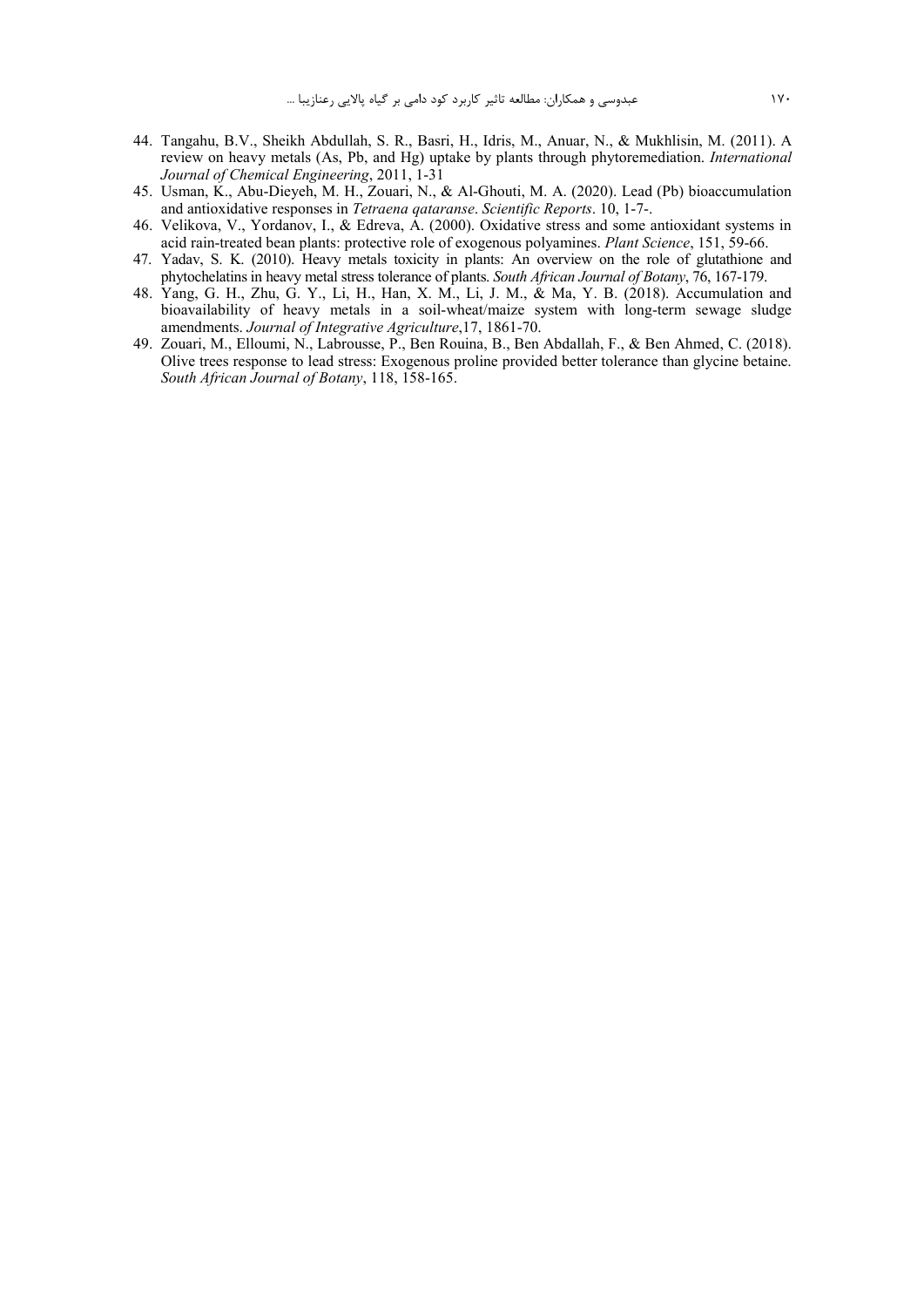44. Tangahu, B.V., Sheikh Abdullah, S. R., Basri, H., Idris, M., Anuar, N., & Mukhlisin, M. (2011). A review on heavy metals (As, Pb, and Hg) uptake by plants through phytoremediation. *International Journal of Chemical Engineering*, 2011, 1-31
45. Usman, K., Abu-Dieyeh, M. H., Zouari, N., & Al-Ghouti, M. A. (2020). Lead (Pb) bioaccumulation and antioxidative responses in *Tetraena qataranse*. *Scientific Reports*. 10, 1-7-.
46. Velikova, V., Yordanov, I., & Edreva, A. (2000). Oxidative stress and some antioxidant systems in acid rain-treated bean plants: protective role of exogenous polyamines. *Plant Science*, 151, 59-66.
47. Yadav, S. K. (2010). Heavy metals toxicity in plants: An overview on the role of glutathione and phytochelatins in heavy metal stress tolerance of plants. *South African Journal of Botany*, 76, 167-179.
48. Yang, G. H., Zhu, G. Y., Li, H., Han, X. M., Li, J. M., & Ma, Y. B. (2018). Accumulation and bioavailability of heavy metals in a soil-wheat/maize system with long-term sewage sludge amendments. *Journal of Integrative Agriculture*,17, 1861-70.
49. Zouari, M., Elloumi, N., Labrousse, P., Ben Rouina, B., Ben Abdallah, F., & Ben Ahmed, C. (2018). Olive trees response to lead stress: Exogenous proline provided better tolerance than glycine betaine. *South African Journal of Botany*, 118, 158-165.